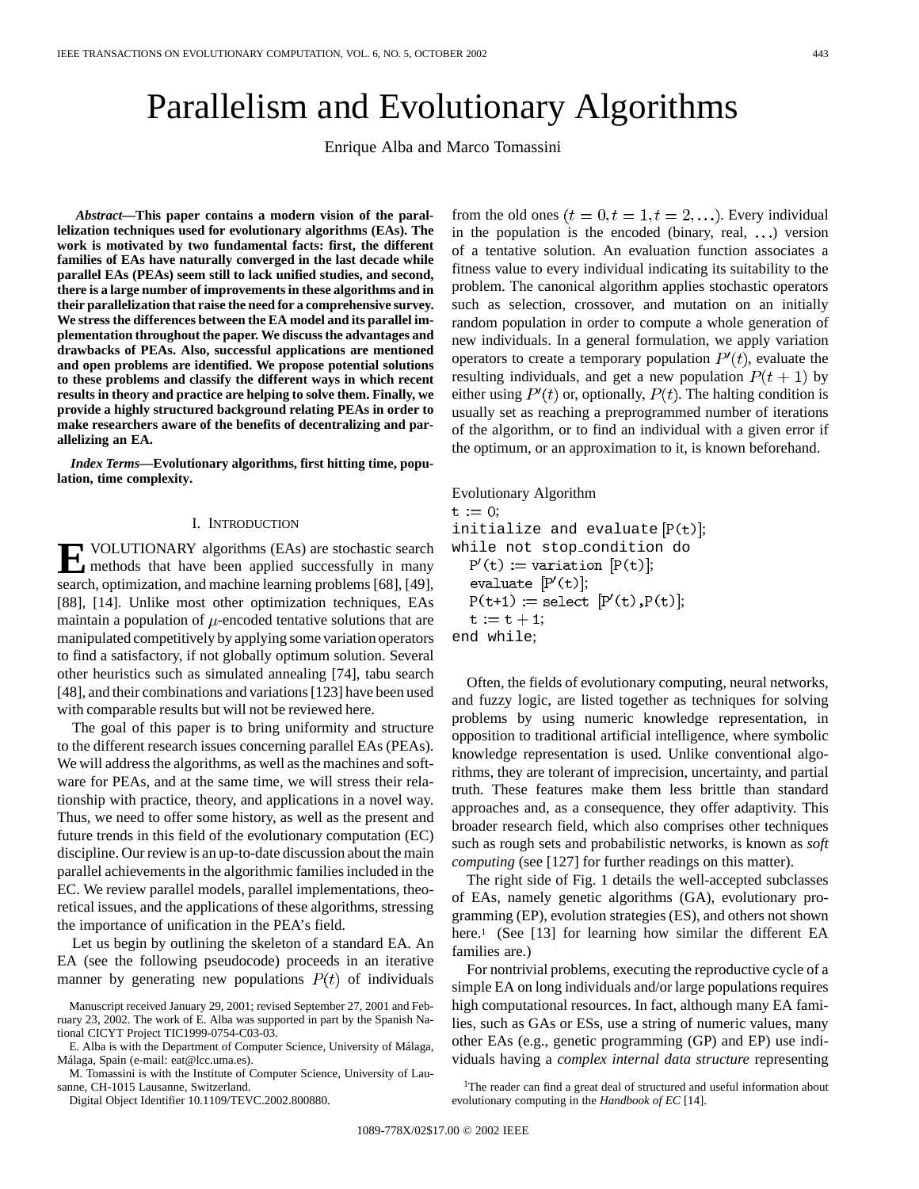# Parallelism and Evolutionary Algorithms

Enrique Alba and Marco Tomassini

***Abstract*—This paper contains a modern vision of the parallelization techniques used for evolutionary algorithms (EAs). The work is motivated by two fundamental facts: first, the different families of EAs have naturally converged in the last decade while parallel EAs (PEAs) seem still to lack unified studies, and second, there is a large number of improvements in these algorithms and in their parallelization that raise the need for a comprehensive survey. We stress the differences between the EA model and its parallel implementation throughout the paper. We discuss the advantages and drawbacks of PEAs. Also, successful applications are mentioned and open problems are identified. We propose potential solutions to these problems and classify the different ways in which recent results in theory and practice are helping to solve them. Finally, we provide a highly structured background relating PEAs in order to make researchers aware of the benefits of decentralizing and parallelizing an EA.**

***Index Terms*—Evolutionary algorithms, first hitting time, population, time complexity.**

## I. Introduction

Evolutionary algorithms (EAs) are stochastic search methods that have been applied successfully in many search, optimization, and machine learning problems [68], [49], [88], [14]. Unlike most other optimization techniques, EAs maintain a population of $\mu$-encoded tentative solutions that are manipulated competitively by applying some variation operators to find a satisfactory, if not globally optimum solution. Several other heuristics such as simulated annealing [74], tabu search [48], and their combinations and variations [123] have been used with comparable results but will not be reviewed here.

The goal of this paper is to bring uniformity and structure to the different research issues concerning parallel EAs (PEAs). We will address the algorithms, as well as the machines and software for PEAs, and at the same time, we will stress their relationship with practice, theory, and applications in a novel way. Thus, we need to offer some history, as well as the present and future trends in this field of the evolutionary computation (EC) discipline. Our review is an up-to-date discussion about the main parallel achievements in the algorithmic families included in the EC. We review parallel models, parallel implementations, theoretical issues, and the applications of these algorithms, stressing the importance of unification in the PEA's field.

Let us begin by outlining the skeleton of a standard EA. An EA (see the following pseudocode) proceeds in an iterative manner by generating new populations $P(t)$ of individuals from the old ones $(t=0, t=1, t=2, \ldots)$. Every individual in the population is the encoded (binary, real, $\ldots$) version of a tentative solution. An evaluation function associates a fitness value to every individual indicating its suitability to the problem. The canonical algorithm applies stochastic operators such as selection, crossover, and mutation on an initially random population in order to compute a whole generation of new individuals. In a general formulation, we apply variation operators to create a temporary population $P'(t)$, evaluate the resulting individuals, and get a new population $P(t+1)$ by either using $P'(t)$ or, optionally, $P(t)$. The halting condition is usually set as reaching a preprogrammed number of iterations of the algorithm, or to find an individual with a given error if the optimum, or an approximation to it, is known beforehand.

```
Evolutionary Algorithm
t := 0;
initialize and evaluate [P(t)];
while not stop_condition do
  P'(t) := variation [P(t)];
  evaluate [P'(t)];
  P(t+1) := select [P'(t),P(t)];
  t := t + 1;
end while;
```

Often, the fields of evolutionary computing, neural networks, and fuzzy logic, are listed together as techniques for solving problems by using numeric knowledge representation, in opposition to traditional artificial intelligence, where symbolic knowledge representation is used. Unlike conventional algorithms, they are tolerant of imprecision, uncertainty, and partial truth. These features make them less brittle than standard approaches and, as a consequence, they offer adaptivity. This broader research field, which also comprises other techniques such as rough sets and probabilistic networks, is known as *soft computing* (see [127] for further readings on this matter).

The right side of Fig. 1 details the well-accepted subclasses of EAs, namely genetic algorithms (GA), evolutionary programming (EP), evolution strategies (ES), and others not shown here.[1] (See [13] for learning how similar the different EA families are.)

For nontrivial problems, executing the reproductive cycle of a simple EA on long individuals and/or large populations requires high computational resources. In fact, although many EA families, such as GAs or ESs, use a string of numeric values, many other EAs (e.g., genetic programming (GP) and EP) use individuals having a *complex internal data structure* representing

[1] The reader can find a great deal of structured and useful information about evolutionary computing in the *Handbook of EC* [14].

Manuscript received January 29, 2001; revised September 27, 2001 and February 23, 2002. The work of E. Alba was supported in part by the Spanish National CICYT Project TIC1999-0754-C03-03.

E. Alba is with the Department of Computer Science, University of Málaga, Málaga, Spain (e-mail: eat@lcc.uma.es).

M. Tomassini is with the Institute of Computer Science, University of Lausanne, CH-1015 Lausanne, Switzerland.

Digital Object Identifier 10.1109/TEVC.2002.800880.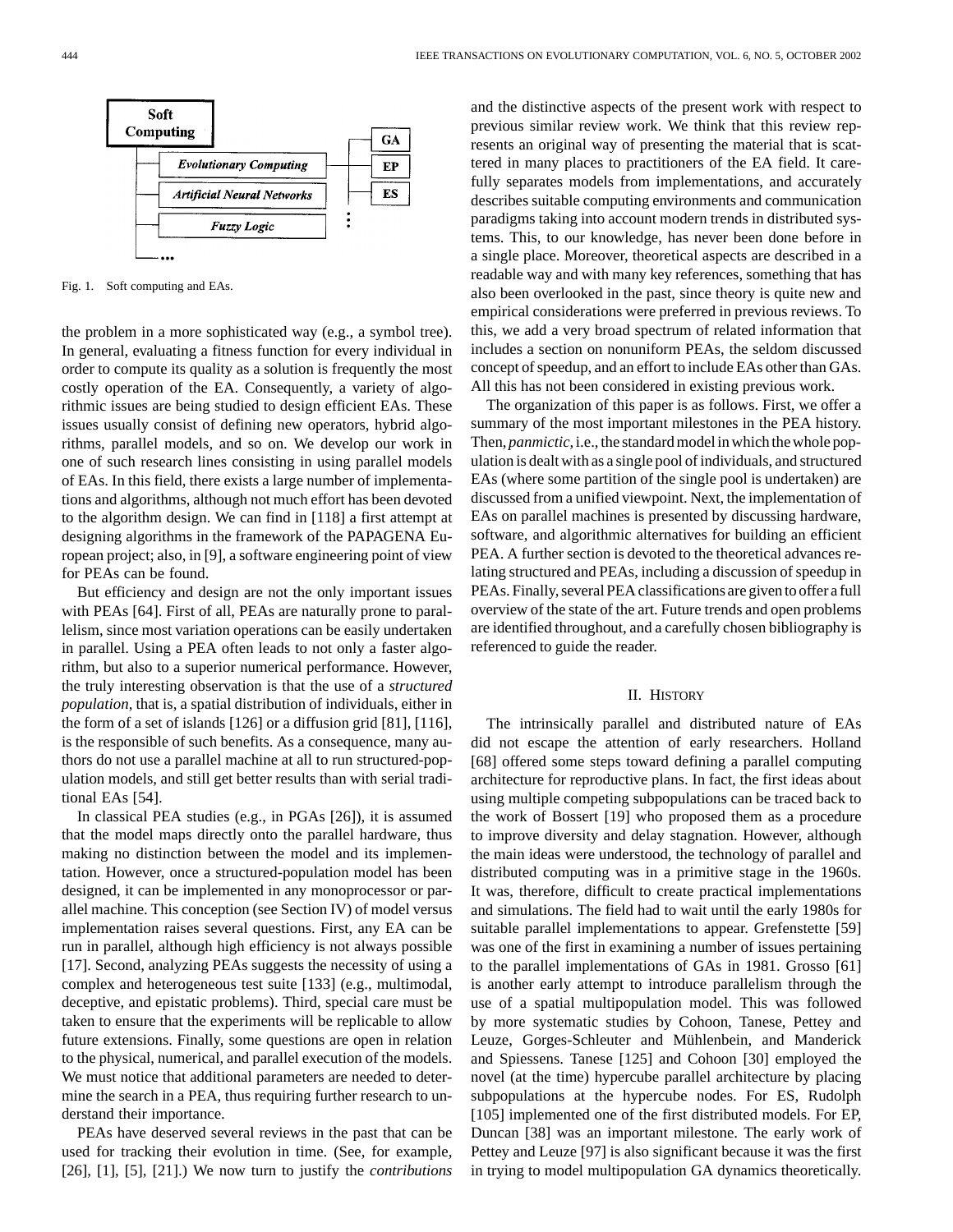Fig. 1. Soft computing and EAs.

the problem in a more sophisticated way (e.g., a symbol tree). In general, evaluating a fitness function for every individual in order to compute its quality as a solution is frequently the most costly operation of the EA. Consequently, a variety of algorithmic issues are being studied to design efficient EAs. These issues usually consist of defining new operators, hybrid algorithms, parallel models, and so on. We develop our work in one of such research lines consisting in using parallel models of EAs. In this field, there exists a large number of implementations and algorithms, although not much effort has been devoted to the algorithm design. We can find in [118] a first attempt at designing algorithms in the framework of the PAPAGENA European project; also, in [9], a software engineering point of view for PEAs can be found.

But efficiency and design are not the only important issues with PEAs [64]. First of all, PEAs are naturally prone to parallelism, since most variation operations can be easily undertaken in parallel. Using a PEA often leads to not only a faster algorithm, but also to a superior numerical performance. However, the truly interesting observation is that the use of a *structured population*, that is, a spatial distribution of individuals, either in the form of a set of islands [126] or a diffusion grid [81], [116], is the responsible of such benefits. As a consequence, many authors do not use a parallel machine at all to run structured-population models, and still get better results than with serial traditional EAs [54].

In classical PEA studies (e.g., in PGAs [26]), it is assumed that the model maps directly onto the parallel hardware, thus making no distinction between the model and its implementation. However, once a structured-population model has been designed, it can be implemented in any monoprocessor or parallel machine. This conception (see Section IV) of model versus implementation raises several questions. First, any EA can be run in parallel, although high efficiency is not always possible [17]. Second, analyzing PEAs suggests the necessity of using a complex and heterogeneous test suite [133] (e.g., multimodal, deceptive, and epistatic problems). Third, special care must be taken to ensure that the experiments will be replicable to allow future extensions. Finally, some questions are open in relation to the physical, numerical, and parallel execution of the models. We must notice that additional parameters are needed to determine the search in a PEA, thus requiring further research to understand their importance.

PEAs have deserved several reviews in the past that can be used for tracking their evolution in time. (See, for example, [26], [1], [5], [21].) We now turn to justify the *contributions* and the distinctive aspects of the present work with respect to previous similar review work. We think that this review represents an original way of presenting the material that is scattered in many places to practitioners of the EA field. It carefully separates models from implementations, and accurately describes suitable computing environments and communication paradigms taking into account modern trends in distributed systems. This, to our knowledge, has never been done before in a single place. Moreover, theoretical aspects are described in a readable way and with many key references, something that has also been overlooked in the past, since theory is quite new and empirical considerations were preferred in previous reviews. To this, we add a very broad spectrum of related information that includes a section on nonuniform PEAs, the seldom discussed concept of speedup, and an effort to include EAs other than GAs. All this has not been considered in existing previous work.

The organization of this paper is as follows. First, we offer a summary of the most important milestones in the PEA history. Then, *panmictic*, i.e., the standard model in which the whole population is dealt with as a single pool of individuals, and structured EAs (where some partition of the single pool is undertaken) are discussed from a unified viewpoint. Next, the implementation of EAs on parallel machines is presented by discussing hardware, software, and algorithmic alternatives for building an efficient PEA. A further section is devoted to the theoretical advances relating structured and PEAs, including a discussion of speedup in PEAs. Finally, several PEA classifications are given to offer a full overview of the state of the art. Future trends and open problems are identified throughout, and a carefully chosen bibliography is referenced to guide the reader.

## II. History

The intrinsically parallel and distributed nature of EAs did not escape the attention of early researchers. Holland [68] offered some steps toward defining a parallel computing architecture for reproductive plans. In fact, the first ideas about using multiple competing subpopulations can be traced back to the work of Bossert [19] who proposed them as a procedure to improve diversity and delay stagnation. However, although the main ideas were understood, the technology of parallel and distributed computing was in a primitive stage in the 1960s. It was, therefore, difficult to create practical implementations and simulations. The field had to wait until the early 1980s for suitable parallel implementations to appear. Grefenstette [59] was one of the first in examining a number of issues pertaining to the parallel implementations of GAs in 1981. Grosso [61] is another early attempt to introduce parallelism through the use of a spatial multipopulation model. This was followed by more systematic studies by Cohoon, Tanese, Pettey and Leuze, Gorges-Schleuter and Mühlenbein, and Manderick and Spiessens. Tanese [125] and Cohoon [30] employed the novel (at the time) hypercube parallel architecture by placing subpopulations at the hypercube nodes. For ES, Rudolph [105] implemented one of the first distributed models. For EP, Duncan [38] was an important milestone. The early work of Pettey and Leuze [97] is also significant because it was the first in trying to model multipopulation GA dynamics theoretically.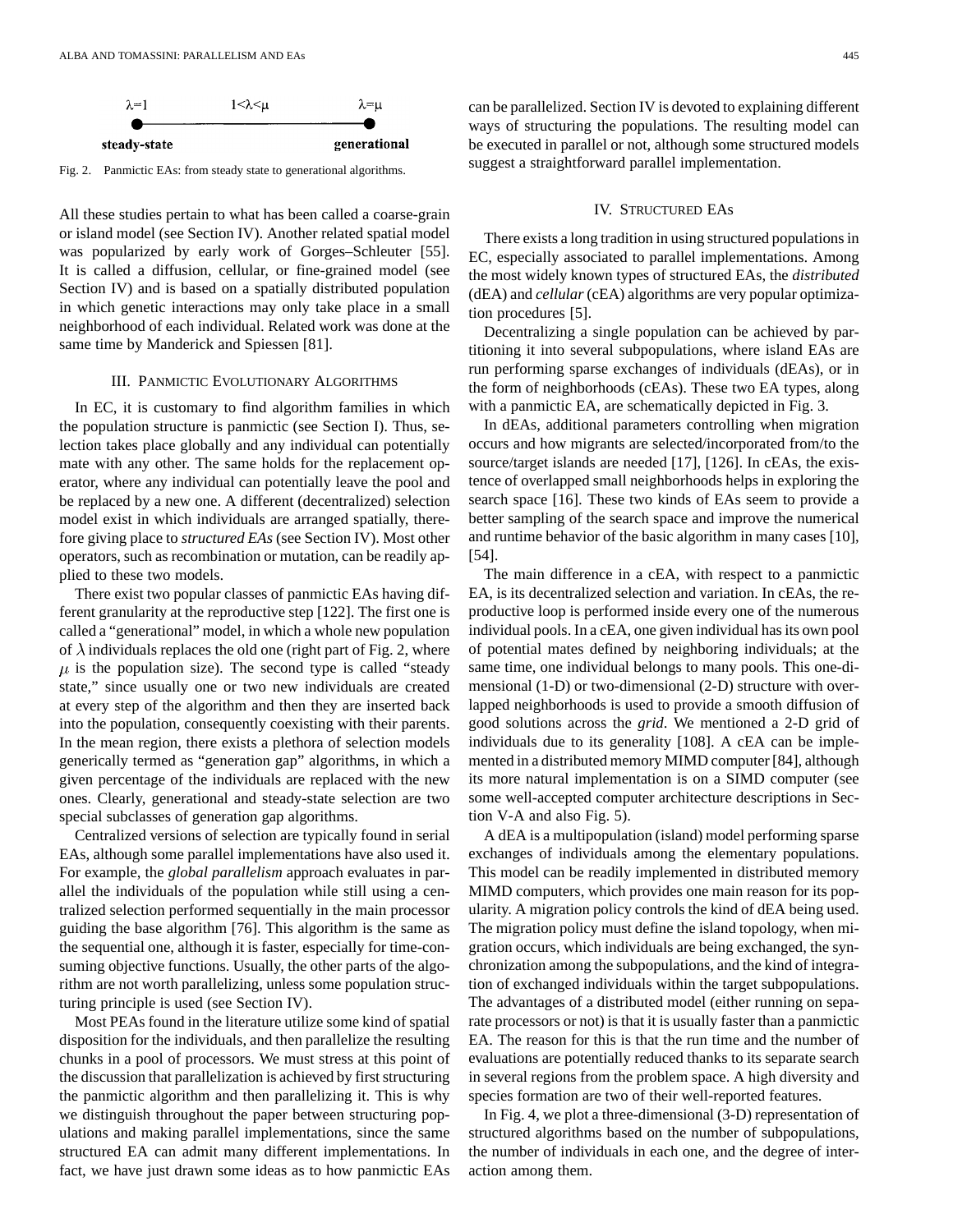λ=1

1<λ<μ

λ=μ

steady-state

generational

Fig. 2. Panmictic EAs: from steady state to generational algorithms.

All these studies pertain to what has been called a coarse-grain or island model (see Section IV). Another related spatial model was popularized by early work of Gorges–Schleuter [55]. It is called a diffusion, cellular, or fine-grained model (see Section IV) and is based on a spatially distributed population in which genetic interactions may only take place in a small neighborhood of each individual. Related work was done at the same time by Manderick and Spiessen [81].

## III. Panmictic Evolutionary Algorithms

In EC, it is customary to find algorithm families in which the population structure is panmictic (see Section I). Thus, selection takes place globally and any individual can potentially mate with any other. The same holds for the replacement operator, where any individual can potentially leave the pool and be replaced by a new one. A different (decentralized) selection model exist in which individuals are arranged spatially, therefore giving place to *structured EAs* (see Section IV). Most other operators, such as recombination or mutation, can be readily applied to these two models.

There exist two popular classes of panmictic EAs having different granularity at the reproductive step [122]. The first one is called a "generational" model, in which a whole new population of $\lambda$ individuals replaces the old one (right part of Fig. 2, where $\mu$ is the population size). The second type is called "steady state," since usually one or two new individuals are created at every step of the algorithm and then they are inserted back into the population, consequently coexisting with their parents. In the mean region, there exists a plethora of selection models generically termed as "generation gap" algorithms, in which a given percentage of the individuals are replaced with the new ones. Clearly, generational and steady-state selection are two special subclasses of generation gap algorithms.

Centralized versions of selection are typically found in serial EAs, although some parallel implementations have also used it. For example, the *global parallelism* approach evaluates in parallel the individuals of the population while still using a centralized selection performed sequentially in the main processor guiding the base algorithm [76]. This algorithm is the same as the sequential one, although it is faster, especially for time-consuming objective functions. Usually, the other parts of the algorithm are not worth parallelizing, unless some population structuring principle is used (see Section IV).

Most PEAs found in the literature utilize some kind of spatial disposition for the individuals, and then parallelize the resulting chunks in a pool of processors. We must stress at this point of the discussion that parallelization is achieved by first structuring the panmictic algorithm and then parallelizing it. This is why we distinguish throughout the paper between structuring populations and making parallel implementations, since the same structured EA can admit many different implementations. In fact, we have just drawn some ideas as to how panmictic EAs can be parallelized. Section IV is devoted to explaining different ways of structuring the populations. The resulting model can be executed in parallel or not, although some structured models suggest a straightforward parallel implementation.

## IV. Structured EAs

There exists a long tradition in using structured populations in EC, especially associated to parallel implementations. Among the most widely known types of structured EAs, the *distributed* (dEA) and *cellular* (cEA) algorithms are very popular optimization procedures [5].

Decentralizing a single population can be achieved by partitioning it into several subpopulations, where island EAs are run performing sparse exchanges of individuals (dEAs), or in the form of neighborhoods (cEAs). These two EA types, along with a panmictic EA, are schematically depicted in Fig. 3.

In dEAs, additional parameters controlling when migration occurs and how migrants are selected/incorporated from/to the source/target islands are needed [17], [126]. In cEAs, the existence of overlapped small neighborhoods helps in exploring the search space [16]. These two kinds of EAs seem to provide a better sampling of the search space and improve the numerical and runtime behavior of the basic algorithm in many cases [10], [54].

The main difference in a cEA, with respect to a panmictic EA, is its decentralized selection and variation. In cEAs, the reproductive loop is performed inside every one of the numerous individual pools. In a cEA, one given individual has its own pool of potential mates defined by neighboring individuals; at the same time, one individual belongs to many pools. This one-dimensional (1-D) or two-dimensional (2-D) structure with overlapped neighborhoods is used to provide a smooth diffusion of good solutions across the *grid*. We mentioned a 2-D grid of individuals due to its generality [108]. A cEA can be implemented in a distributed memory MIMD computer [84], although its more natural implementation is on a SIMD computer (see some well-accepted computer architecture descriptions in Section V-A and also Fig. 5).

A dEA is a multipopulation (island) model performing sparse exchanges of individuals among the elementary populations. This model can be readily implemented in distributed memory MIMD computers, which provides one main reason for its popularity. A migration policy controls the kind of dEA being used. The migration policy must define the island topology, when migration occurs, which individuals are being exchanged, the synchronization among the subpopulations, and the kind of integration of exchanged individuals within the target subpopulations. The advantages of a distributed model (either running on separate processors or not) is that it is usually faster than a panmictic EA. The reason for this is that the run time and the number of evaluations are potentially reduced thanks to its separate search in several regions from the problem space. A high diversity and species formation are two of their well-reported features.

In Fig. 4, we plot a three-dimensional (3-D) representation of structured algorithms based on the number of subpopulations, the number of individuals in each one, and the degree of interaction among them.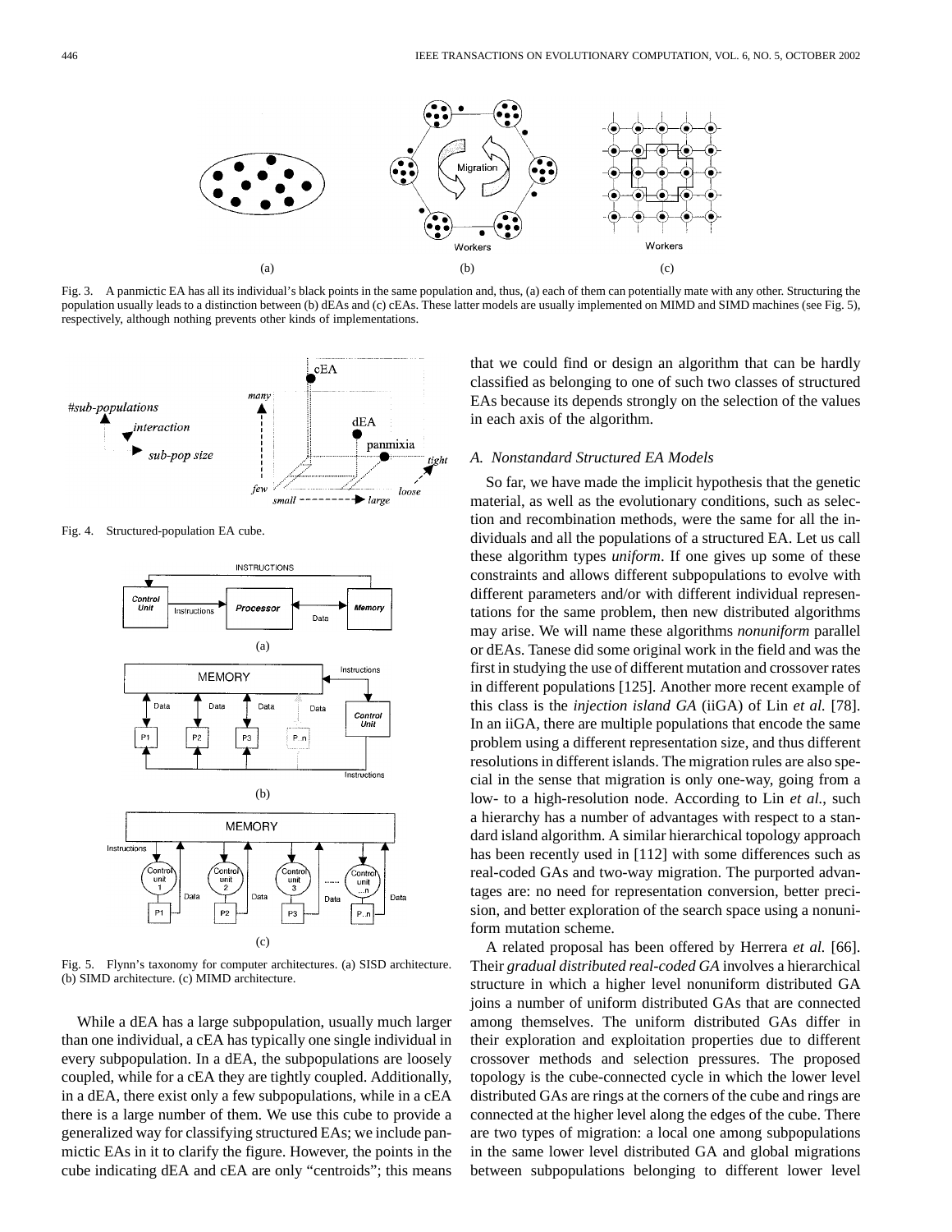(a)

Migration

Workers

(b)

Workers

(c)

Fig. 3. A panmictic EA has all its individual's black points in the same population and, thus, (a) each of them can potentially mate with any other. Structuring the population usually leads to a distinction between (b) dEAs and (c) cEAs. These latter models are usually implemented on MIMD and SIMD machines (see Fig. 5), respectively, although nothing prevents other kinds of implementations.

#sub-populations

interaction

sub-pop size

cEA

many

dEA

panmixia

tight

few

loose

small

large

Fig. 4. Structured-population EA cube.

INSTRUCTIONS

Control Unit

Instructions

Processor

Memory

Data

(a)

MEMORY

Instructions

Data

Data

Data

Data

Control Unit

P1

P2

P3

P..n

Instructions

(b)

MEMORY

Instructions

Control unit 1

Control unit 2

Control unit 3

Control unit ...n

Data

Data

Data

Data

P1

P2

P3

P..n

(c)

Fig. 5. Flynn's taxonomy for computer architectures. (a) SISD architecture. (b) SIMD architecture. (c) MIMD architecture.

While a dEA has a large subpopulation, usually much larger than one individual, a cEA has typically one single individual in every subpopulation. In a dEA, the subpopulations are loosely coupled, while for a cEA they are tightly coupled. Additionally, in a dEA, there exist only a few subpopulations, while in a cEA there is a large number of them. We use this cube to provide a generalized way for classifying structured EAs; we include panmictic EAs in it to clarify the figure. However, the points in the cube indicating dEA and cEA are only "centroids"; this means that we could find or design an algorithm that can be hardly classified as belonging to one of such two classes of structured EAs because its depends strongly on the selection of the values in each axis of the algorithm.

### A. Nonstandard Structured EA Models

So far, we have made the implicit hypothesis that the genetic material, as well as the evolutionary conditions, such as selection and recombination methods, were the same for all the individuals and all the populations of a structured EA. Let us call these algorithm types *uniform*. If one gives up some of these constraints and allows different subpopulations to evolve with different parameters and/or with different individual representations for the same problem, then new distributed algorithms may arise. We will name these algorithms *nonuniform* parallel or dEAs. Tanese did some original work in the field and was the first in studying the use of different mutation and crossover rates in different populations [125]. Another more recent example of this class is the *injection island GA* (iiGA) of Lin *et al.* [78]. In an iiGA, there are multiple populations that encode the same problem using a different representation size, and thus different resolutions in different islands. The migration rules are also special in the sense that migration is only one-way, going from a low- to a high-resolution node. According to Lin *et al.*, such a hierarchy has a number of advantages with respect to a standard island algorithm. A similar hierarchical topology approach has been recently used in [112] with some differences such as real-coded GAs and two-way migration. The purported advantages are: no need for representation conversion, better precision, and better exploration of the search space using a nonuniform mutation scheme.

A related proposal has been offered by Herrera *et al.* [66]. Their *gradual distributed real-coded GA* involves a hierarchical structure in which a higher level nonuniform distributed GA joins a number of uniform distributed GAs that are connected among themselves. The uniform distributed GAs differ in their exploration and exploitation properties due to different crossover methods and selection pressures. The proposed topology is the cube-connected cycle in which the lower level distributed GAs are rings at the corners of the cube and rings are connected at the higher level along the edges of the cube. There are two types of migration: a local one among subpopulations in the same lower level distributed GA and global migrations between subpopulations belonging to different lower level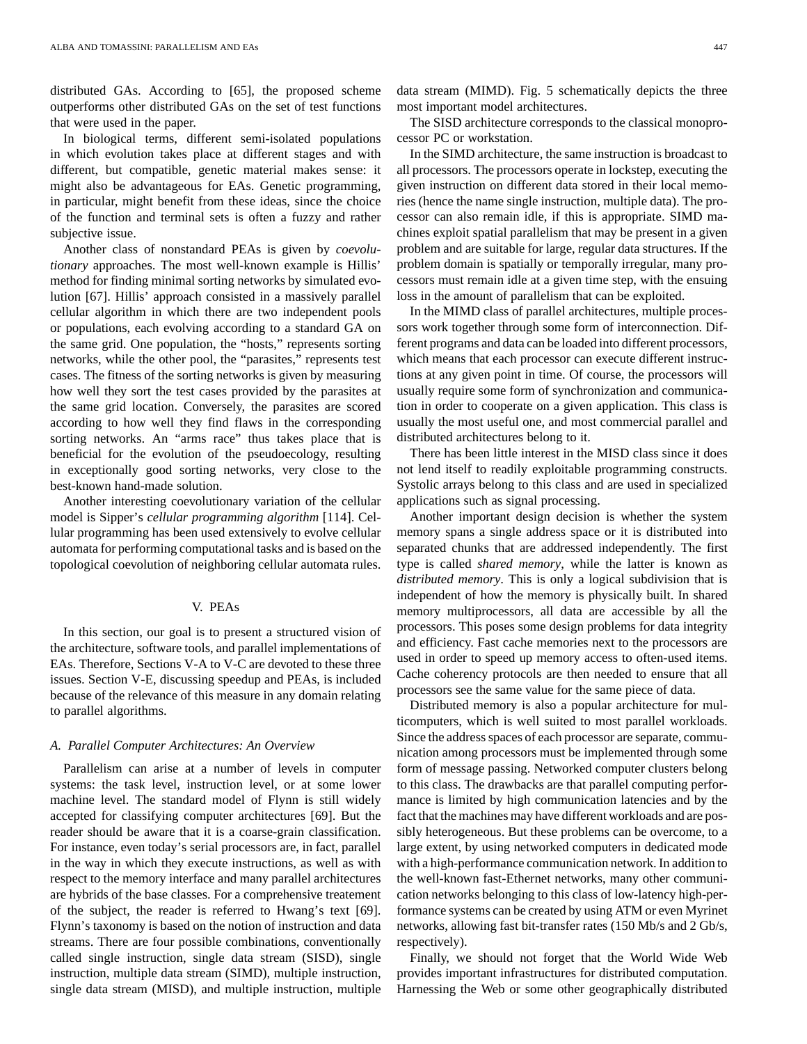distributed GAs. According to [65], the proposed scheme outperforms other distributed GAs on the set of test functions that were used in the paper.

In biological terms, different semi-isolated populations in which evolution takes place at different stages and with different, but compatible, genetic material makes sense: it might also be advantageous for EAs. Genetic programming, in particular, might benefit from these ideas, since the choice of the function and terminal sets is often a fuzzy and rather subjective issue.

Another class of nonstandard PEAs is given by *coevolutionary* approaches. The most well-known example is Hillis' method for finding minimal sorting networks by simulated evolution [67]. Hillis' approach consisted in a massively parallel cellular algorithm in which there are two independent pools or populations, each evolving according to a standard GA on the same grid. One population, the "hosts," represents sorting networks, while the other pool, the "parasites," represents test cases. The fitness of the sorting networks is given by measuring how well they sort the test cases provided by the parasites at the same grid location. Conversely, the parasites are scored according to how well they find flaws in the corresponding sorting networks. An "arms race" thus takes place that is beneficial for the evolution of the pseudoecology, resulting in exceptionally good sorting networks, very close to the best-known hand-made solution.

Another interesting coevolutionary variation of the cellular model is Sipper's *cellular programming algorithm* [114]. Cellular programming has been used extensively to evolve cellular automata for performing computational tasks and is based on the topological coevolution of neighboring cellular automata rules.

## V. PEAs

In this section, our goal is to present a structured vision of the architecture, software tools, and parallel implementations of EAs. Therefore, Sections V-A to V-C are devoted to these three issues. Section V-E, discussing speedup and PEAs, is included because of the relevance of this measure in any domain relating to parallel algorithms.

### A. Parallel Computer Architectures: An Overview

Parallelism can arise at a number of levels in computer systems: the task level, instruction level, or at some lower machine level. The standard model of Flynn is still widely accepted for classifying computer architectures [69]. But the reader should be aware that it is a coarse-grain classification. For instance, even today's serial processors are, in fact, parallel in the way in which they execute instructions, as well as with respect to the memory interface and many parallel architectures are hybrids of the base classes. For a comprehensive treatement of the subject, the reader is referred to Hwang's text [69]. Flynn's taxonomy is based on the notion of instruction and data streams. There are four possible combinations, conventionally called single instruction, single data stream (SISD), single instruction, multiple data stream (SIMD), multiple instruction, single data stream (MISD), and multiple instruction, multiple data stream (MIMD). Fig. 5 schematically depicts the three most important model architectures.

The SISD architecture corresponds to the classical monoprocessor PC or workstation.

In the SIMD architecture, the same instruction is broadcast to all processors. The processors operate in lockstep, executing the given instruction on different data stored in their local memories (hence the name single instruction, multiple data). The processor can also remain idle, if this is appropriate. SIMD machines exploit spatial parallelism that may be present in a given problem and are suitable for large, regular data structures. If the problem domain is spatially or temporally irregular, many processors must remain idle at a given time step, with the ensuing loss in the amount of parallelism that can be exploited.

In the MIMD class of parallel architectures, multiple processors work together through some form of interconnection. Different programs and data can be loaded into different processors, which means that each processor can execute different instructions at any given point in time. Of course, the processors will usually require some form of synchronization and communication in order to cooperate on a given application. This class is usually the most useful one, and most commercial parallel and distributed architectures belong to it.

There has been little interest in the MISD class since it does not lend itself to readily exploitable programming constructs. Systolic arrays belong to this class and are used in specialized applications such as signal processing.

Another important design decision is whether the system memory spans a single address space or it is distributed into separated chunks that are addressed independently. The first type is called *shared memory*, while the latter is known as *distributed memory*. This is only a logical subdivision that is independent of how the memory is physically built. In shared memory multiprocessors, all data are accessible by all the processors. This poses some design problems for data integrity and efficiency. Fast cache memories next to the processors are used in order to speed up memory access to often-used items. Cache coherency protocols are then needed to ensure that all processors see the same value for the same piece of data.

Distributed memory is also a popular architecture for multicomputers, which is well suited to most parallel workloads. Since the address spaces of each processor are separate, communication among processors must be implemented through some form of message passing. Networked computer clusters belong to this class. The drawbacks are that parallel computing performance is limited by high communication latencies and by the fact that the machines may have different workloads and are possibly heterogeneous. But these problems can be overcome, to a large extent, by using networked computers in dedicated mode with a high-performance communication network. In addition to the well-known fast-Ethernet networks, many other communication networks belonging to this class of low-latency high-performance systems can be created by using ATM or even Myrinet networks, allowing fast bit-transfer rates (150 Mb/s and 2 Gb/s, respectively).

Finally, we should not forget that the World Wide Web provides important infrastructures for distributed computation. Harnessing the Web or some other geographically distributed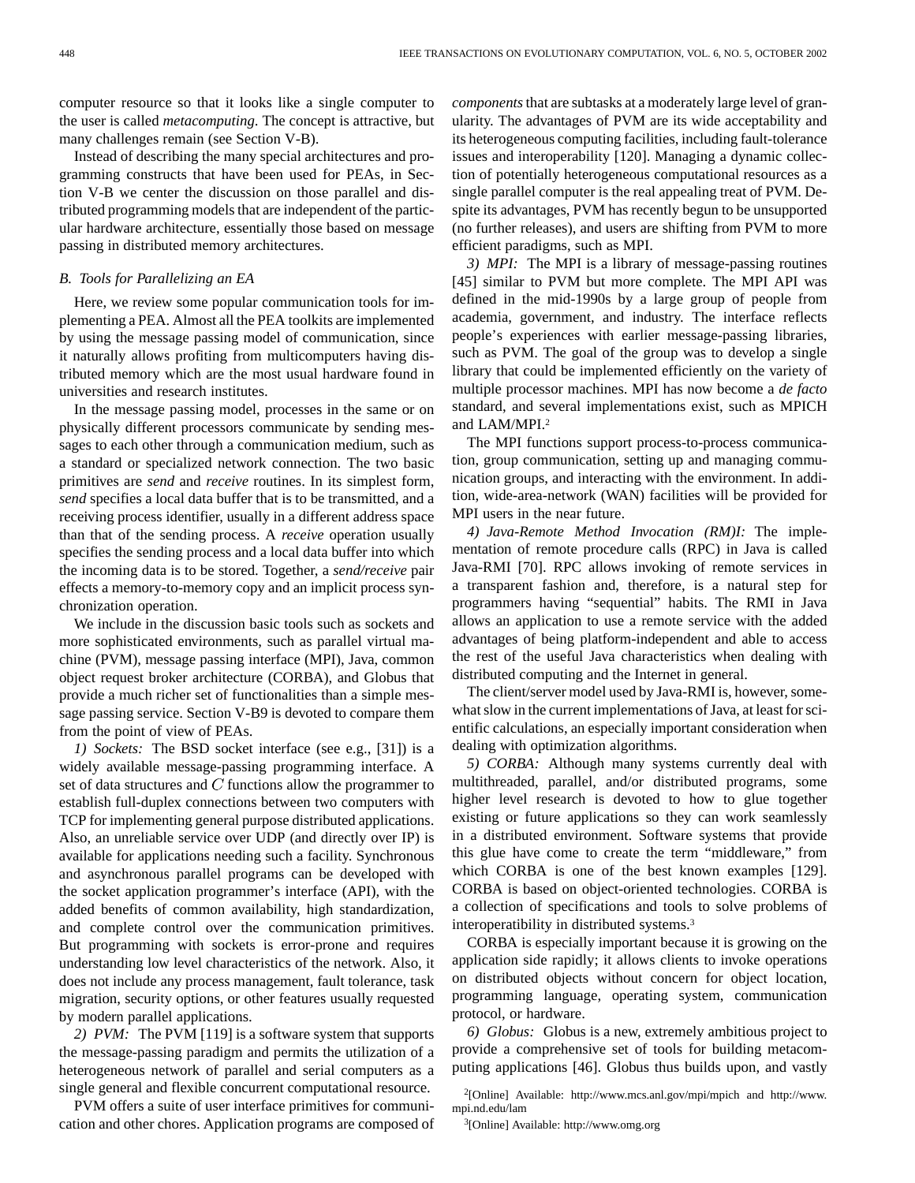computer resource so that it looks like a single computer to the user is called *metacomputing*. The concept is attractive, but many challenges remain (see Section V-B).

Instead of describing the many special architectures and programming constructs that have been used for PEAs, in Section V-B we center the discussion on those parallel and distributed programming models that are independent of the particular hardware architecture, essentially those based on message passing in distributed memory architectures.

### B. Tools for Parallelizing an EA

Here, we review some popular communication tools for implementing a PEA. Almost all the PEA toolkits are implemented by using the message passing model of communication, since it naturally allows profiting from multicomputers having distributed memory which are the most usual hardware found in universities and research institutes.

In the message passing model, processes in the same or on physically different processors communicate by sending messages to each other through a communication medium, such as a standard or specialized network connection. The two basic primitives are *send* and *receive* routines. In its simplest form, *send* specifies a local data buffer that is to be transmitted, and a receiving process identifier, usually in a different address space than that of the sending process. A *receive* operation usually specifies the sending process and a local data buffer into which the incoming data is to be stored. Together, a *send/receive* pair effects a memory-to-memory copy and an implicit process synchronization operation.

We include in the discussion basic tools such as sockets and more sophisticated environments, such as parallel virtual machine (PVM), message passing interface (MPI), Java, common object request broker architecture (CORBA), and Globus that provide a much richer set of functionalities than a simple message passing service. Section V-B9 is devoted to compare them from the point of view of PEAs.

*1) Sockets:* The BSD socket interface (see e.g., [31]) is a widely available message-passing programming interface. A set of data structures and $C$ functions allow the programmer to establish full-duplex connections between two computers with TCP for implementing general purpose distributed applications. Also, an unreliable service over UDP (and directly over IP) is available for applications needing such a facility. Synchronous and asynchronous parallel programs can be developed with the socket application programmer's interface (API), with the added benefits of common availability, high standardization, and complete control over the communication primitives. But programming with sockets is error-prone and requires understanding low level characteristics of the network. Also, it does not include any process management, fault tolerance, task migration, security options, or other features usually requested by modern parallel applications.

*2) PVM:* The PVM [119] is a software system that supports the message-passing paradigm and permits the utilization of a heterogeneous network of parallel and serial computers as a single general and flexible concurrent computational resource.

PVM offers a suite of user interface primitives for communication and other chores. Application programs are composed of *components* that are subtasks at a moderately large level of granularity. The advantages of PVM are its wide acceptability and its heterogeneous computing facilities, including fault-tolerance issues and interoperability [120]. Managing a dynamic collection of potentially heterogeneous computational resources as a single parallel computer is the real appealing treat of PVM. Despite its advantages, PVM has recently begun to be unsupported (no further releases), and users are shifting from PVM to more efficient paradigms, such as MPI.

*3) MPI:* The MPI is a library of message-passing routines [45] similar to PVM but more complete. The MPI API was defined in the mid-1990s by a large group of people from academia, government, and industry. The interface reflects people's experiences with earlier message-passing libraries, such as PVM. The goal of the group was to develop a single library that could be implemented efficiently on the variety of multiple processor machines. MPI has now become a *de facto* standard, and several implementations exist, such as MPICH and LAM/MPI.[2]

The MPI functions support process-to-process communication, group communication, setting up and managing communication groups, and interacting with the environment. In addition, wide-area-network (WAN) facilities will be provided for MPI users in the near future.

*4) Java-Remote Method Invocation (RM)I:* The implementation of remote procedure calls (RPC) in Java is called Java-RMI [70]. RPC allows invoking of remote services in a transparent fashion and, therefore, is a natural step for programmers having "sequential" habits. The RMI in Java allows an application to use a remote service with the added advantages of being platform-independent and able to access the rest of the useful Java characteristics when dealing with distributed computing and the Internet in general.

The client/server model used by Java-RMI is, however, somewhat slow in the current implementations of Java, at least for scientific calculations, an especially important consideration when dealing with optimization algorithms.

*5) CORBA:* Although many systems currently deal with multithreaded, parallel, and/or distributed programs, some higher level research is devoted to how to glue together existing or future applications so they can work seamlessly in a distributed environment. Software systems that provide this glue have come to create the term "middleware," from which CORBA is one of the best known examples [129]. CORBA is based on object-oriented technologies. CORBA is a collection of specifications and tools to solve problems of interoperatibility in distributed systems.[3]

CORBA is especially important because it is growing on the application side rapidly; it allows clients to invoke operations on distributed objects without concern for object location, programming language, operating system, communication protocol, or hardware.

*6) Globus:* Globus is a new, extremely ambitious project to provide a comprehensive set of tools for building metacomputing applications [46]. Globus thus builds upon, and vastly

[2][Online] Available: http://www.mcs.anl.gov/mpi/mpich and http://www.mpi.nd.edu/lam

[3][Online] Available: http://www.omg.org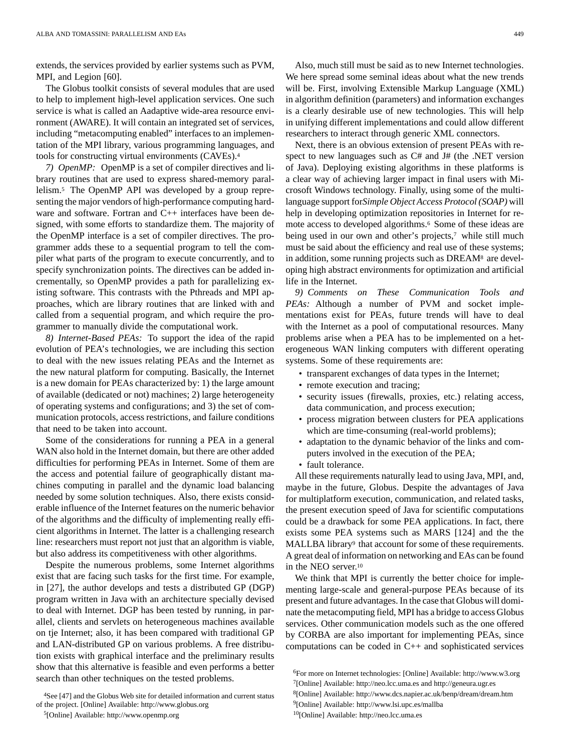extends, the services provided by earlier systems such as PVM, MPI, and Legion [60].

The Globus toolkit consists of several modules that are used to help to implement high-level application services. One such service is what is called an Aadaptive wide-area resource environment (AWARE). It will contain an integrated set of services, including "metacomputing enabled" interfaces to an implementation of the MPI library, various programming languages, and tools for constructing virtual environments (CAVEs).[4]

*7) OpenMP:* OpenMP is a set of compiler directives and library routines that are used to express shared-memory parallelism.[5] The OpenMP API was developed by a group representing the major vendors of high-performance computing hardware and software. Fortran and C++ interfaces have been designed, with some efforts to standardize them. The majority of the OpenMP interface is a set of compiler directives. The programmer adds these to a sequential program to tell the compiler what parts of the program to execute concurrently, and to specify synchronization points. The directives can be added incrementally, so OpenMP provides a path for parallelizing existing software. This contrasts with the Pthreads and MPI approaches, which are library routines that are linked with and called from a sequential program, and which require the programmer to manually divide the computational work.

*8) Internet-Based PEAs:* To support the idea of the rapid evolution of PEA's technologies, we are including this section to deal with the new issues relating PEAs and the Internet as the new natural platform for computing. Basically, the Internet is a new domain for PEAs characterized by: 1) the large amount of available (dedicated or not) machines; 2) large heterogeneity of operating systems and configurations; and 3) the set of communication protocols, access restrictions, and failure conditions that need to be taken into account.

Some of the considerations for running a PEA in a general WAN also hold in the Internet domain, but there are other added difficulties for performing PEAs in Internet. Some of them are the access and potential failure of geographically distant machines computing in parallel and the dynamic load balancing needed by some solution techniques. Also, there exists considerable influence of the Internet features on the numeric behavior of the algorithms and the difficulty of implementing really efficient algorithms in Internet. The latter is a challenging research line: researchers must report not just that an algorithm is viable, but also address its competitiveness with other algorithms.

Despite the numerous problems, some Internet algorithms exist that are facing such tasks for the first time. For example, in [27], the author develops and tests a distributed GP (DGP) program written in Java with an architecture specially devised to deal with Internet. DGP has been tested by running, in parallel, clients and servlets on heterogeneous machines available on tje Internet; also, it has been compared with traditional GP and LAN-distributed GP on various problems. A free distribution exists with graphical interface and the preliminary results show that this alternative is feasible and even performs a better search than other techniques on the tested problems.

Also, much still must be said as to new Internet technologies. We here spread some seminal ideas about what the new trends will be. First, involving Extensible Markup Language (XML) in algorithm definition (parameters) and information exchanges is a clearly desirable use of new technologies. This will help in unifying different implementations and could allow different researchers to interact through generic XML connectors.

Next, there is an obvious extension of present PEAs with respect to new languages such as C# and J# (the .NET version of Java). Deploying existing algorithms in these platforms is a clear way of achieving larger impact in final users with Microsoft Windows technology. Finally, using some of the multi-language support for*Simple Object Access Protocol (SOAP)* will help in developing optimization repositories in Internet for remote access to developed algorithms.[6] Some of these ideas are being used in our own and other's projects,[7] while still much must be said about the efficiency and real use of these systems; in addition, some running projects such as DREAM[8] are developing high abstract environments for optimization and artificial life in the Internet.

*9) Comments on These Communication Tools and PEAs:* Although a number of PVM and socket implementations exist for PEAs, future trends will have to deal with the Internet as a pool of computational resources. Many problems arise when a PEA has to be implemented on a heterogeneous WAN linking computers with different operating systems. Some of these requirements are:

- transparent exchanges of data types in the Internet;
- remote execution and tracing;
- security issues (firewalls, proxies, etc.) relating access, data communication, and process execution;
- process migration between clusters for PEA applications which are time-consuming (real-world problems);
- adaptation to the dynamic behavior of the links and computers involved in the execution of the PEA;
- fault tolerance.

All these requirements naturally lead to using Java, MPI, and, maybe in the future, Globus. Despite the advantages of Java for multiplatform execution, communication, and related tasks, the present execution speed of Java for scientific computations could be a drawback for some PEA applications. In fact, there exists some PEA systems such as MARS [124] and the the MALLBA library[9] that account for some of these requirements. A great deal of information on networking and EAs can be found in the NEO server.[10]

We think that MPI is currently the better choice for implementing large-scale and general-purpose PEAs because of its present and future advantages. In the case that Globus will dominate the metacomputing field, MPI has a bridge to access Globus services. Other communication models such as the one offered by CORBA are also important for implementing PEAs, since computations can be coded in C++ and sophisticated services

[4]See [47] and the Globus Web site for detailed information and current status of the project. [Online] Available: http://www.globus.org

[5][Online] Available: http://www.openmp.org

[6]For more on Internet technologies: [Online] Available: http://www.w3.org

[7][Online] Available: http://neo.lcc.uma.es and http://geneura.ugr.es

[8][Online] Available: http://www.dcs.napier.ac.uk/benp/dream/dream.htm

[9][Online] Available: http://www.lsi.upc.es/mallba

[10][Online] Available: http://neo.lcc.uma.es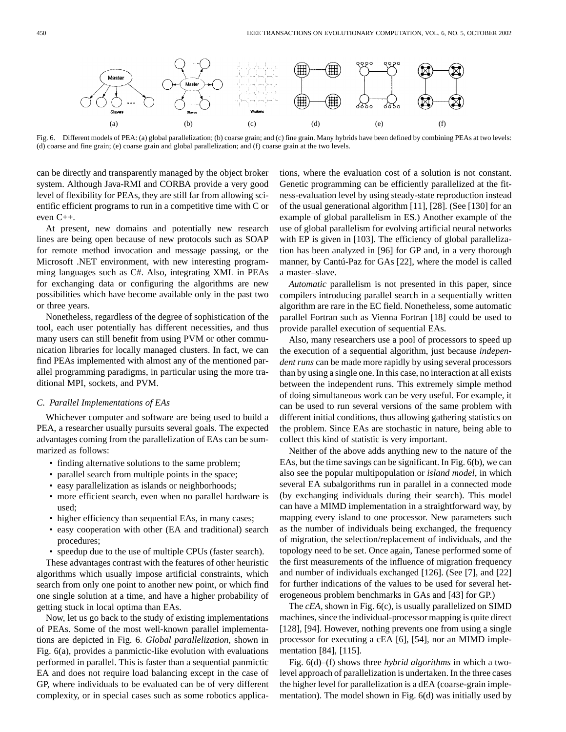Master

Slaves

Master

Slaves

Workers

(a) (b) (c) (d) (e) (f)

Fig. 6. Different models of PEA: (a) global parallelization; (b) coarse grain; and (c) fine grain. Many hybrids have been defined by combining PEAs at two levels: (d) coarse and fine grain; (e) coarse grain and global parallelization; and (f) coarse grain at the two levels.

can be directly and transparently managed by the object broker system. Although Java-RMI and CORBA provide a very good level of flexibility for PEAs, they are still far from allowing scientific efficient programs to run in a competitive time with C or even C++.

At present, new domains and potentially new research lines are being open because of new protocols such as SOAP for remote method invocation and message passing, or the Microsoft .NET environment, with new interesting programming languages such as C#. Also, integrating XML in PEAs for exchanging data or configuring the algorithms are new possibilities which have become available only in the past two or three years.

Nonetheless, regardless of the degree of sophistication of the tool, each user potentially has different necessities, and thus many users can still benefit from using PVM or other communication libraries for locally managed clusters. In fact, we can find PEAs implemented with almost any of the mentioned parallel programming paradigms, in particular using the more traditional MPI, sockets, and PVM.

### C. Parallel Implementations of EAs

Whichever computer and software are being used to build a PEA, a researcher usually pursuits several goals. The expected advantages coming from the parallelization of EAs can be summarized as follows:

- finding alternative solutions to the same problem;
- parallel search from multiple points in the space;
- easy parallelization as islands or neighborhoods;
- more efficient search, even when no parallel hardware is used;
- higher efficiency than sequential EAs, in many cases;
- easy cooperation with other (EA and traditional) search procedures;
- speedup due to the use of multiple CPUs (faster search).

These advantages contrast with the features of other heuristic algorithms which usually impose artificial constraints, which search from only one point to another new point, or which find one single solution at a time, and have a higher probability of getting stuck in local optima than EAs.

Now, let us go back to the study of existing implementations of PEAs. Some of the most well-known parallel implementations are depicted in Fig. 6. *Global parallelization*, shown in Fig. 6(a), provides a panmictic-like evolution with evaluations performed in parallel. This is faster than a sequential panmictic EA and does not require load balancing except in the case of GP, where individuals to be evaluated can be of very different complexity, or in special cases such as some robotics applications, where the evaluation cost of a solution is not constant. Genetic programming can be efficiently parallelized at the fitness-evaluation level by using steady-state reproduction instead of the usual generational algorithm [11], [28]. (See [130] for an example of global parallelism in ES.) Another example of the use of global parallelism for evolving artificial neural networks with EP is given in [103]. The efficiency of global parallelization has been analyzed in [96] for GP and, in a very thorough manner, by Cantú-Paz for GAs [22], where the model is called a master–slave.

*Automatic* parallelism is not presented in this paper, since compilers introducing parallel search in a sequentially written algorithm are rare in the EC field. Nonetheless, some automatic parallel Fortran such as Vienna Fortran [18] could be used to provide parallel execution of sequential EAs.

Also, many researchers use a pool of processors to speed up the execution of a sequential algorithm, just because *independent runs* can be made more rapidly by using several processors than by using a single one. In this case, no interaction at all exists between the independent runs. This extremely simple method of doing simultaneous work can be very useful. For example, it can be used to run several versions of the same problem with different initial conditions, thus allowing gathering statistics on the problem. Since EAs are stochastic in nature, being able to collect this kind of statistic is very important.

Neither of the above adds anything new to the nature of the EAs, but the time savings can be significant. In Fig. 6(b), we can also see the popular multipopulation or *island model*, in which several EA subalgorithms run in parallel in a connected mode (by exchanging individuals during their search). This model can have a MIMD implementation in a straightforward way, by mapping every island to one processor. New parameters such as the number of individuals being exchanged, the frequency of migration, the selection/replacement of individuals, and the topology need to be set. Once again, Tanese performed some of the first measurements of the influence of migration frequency and number of individuals exchanged [126]. (See [7], and [22] for further indications of the values to be used for several heterogeneous problem benchmarks in GAs and [43] for GP.)

The *cEA*, shown in Fig. 6(c), is usually parallelized on SIMD machines, since the individual-processor mapping is quite direct [128], [94]. However, nothing prevents one from using a single processor for executing a cEA [6], [54], nor an MIMD implementation [84], [115].

Fig. 6(d)–(f) shows three *hybrid algorithms* in which a two-level approach of parallelization is undertaken. In the three cases the higher level for parallelization is a dEA (coarse-grain implementation). The model shown in Fig. 6(d) was initially used by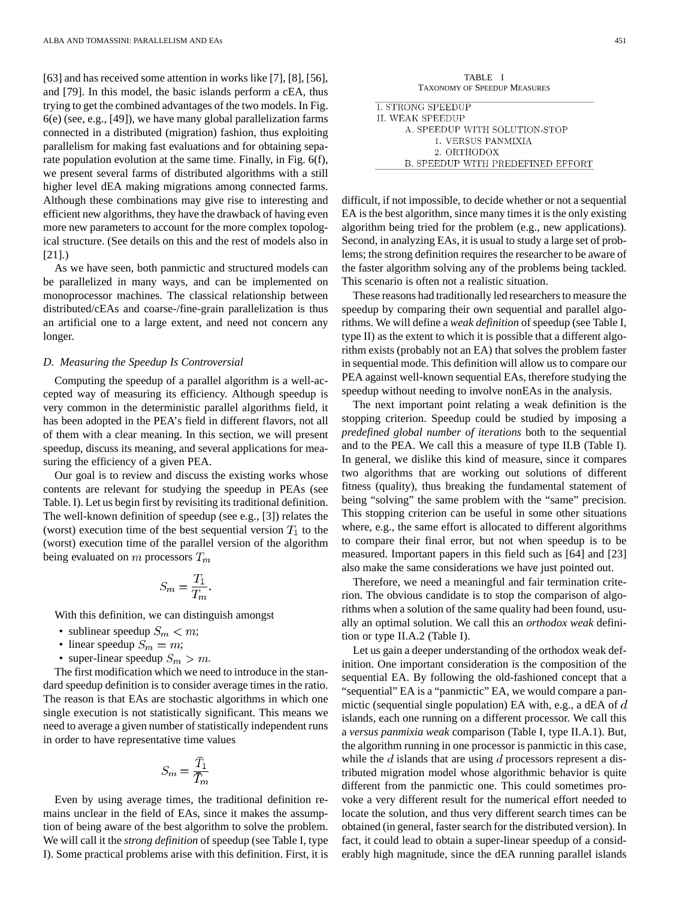[63] and has received some attention in works like [7], [8], [56], and [79]. In this model, the basic islands perform a cEA, thus trying to get the combined advantages of the two models. In Fig. 6(e) (see, e.g., [49]), we have many global parallelization farms connected in a distributed (migration) fashion, thus exploiting parallelism for making fast evaluations and for obtaining separate population evolution at the same time. Finally, in Fig. 6(f), we present several farms of distributed algorithms with a still higher level dEA making migrations among connected farms. Although these combinations may give rise to interesting and efficient new algorithms, they have the drawback of having even more new parameters to account for the more complex topological structure. (See details on this and the rest of models also in [21].)

As we have seen, both panmictic and structured models can be parallelized in many ways, and can be implemented on monoprocessor machines. The classical relationship between distributed/cEAs and coarse-/fine-grain parallelization is thus an artificial one to a large extent, and need not concern any longer.

### *D. Measuring the Speedup Is Controversial*

Computing the speedup of a parallel algorithm is a well-accepted way of measuring its efficiency. Although speedup is very common in the deterministic parallel algorithms field, it has been adopted in the PEA's field in different flavors, not all of them with a clear meaning. In this section, we will present speedup, discuss its meaning, and several applications for measuring the efficiency of a given PEA.

Our goal is to review and discuss the existing works whose contents are relevant for studying the speedup in PEAs (see Table. I). Let us begin first by revisiting its traditional definition. The well-known definition of speedup (see e.g., [3]) relates the (worst) execution time of the best sequential version $T_1$ to the (worst) execution time of the parallel version of the algorithm being evaluated on $m$ processors $T_m$

$$S_m = \frac{T_1}{T_m}.$$

With this definition, we can distinguish amongst

- sublinear speedup $S_m < m$;
- linear speedup $S_m = m$;
- super-linear speedup $S_m > m$.

The first modification which we need to introduce in the standard speedup definition is to consider average times in the ratio. The reason is that EAs are stochastic algorithms in which one single execution is not statistically significant. This means we need to average a given number of statistically independent runs in order to have representative time values

$$S_m = \frac{\bar{T}_1}{\bar{T}_m}$$

Even by using average times, the traditional definition remains unclear in the field of EAs, since it makes the assumption of being aware of the best algorithm to solve the problem. We will call it the *strong definition* of speedup (see Table I, type I). Some practical problems arise with this definition. First, it is difficult, if not impossible, to decide whether or not a sequential EA is the best algorithm, since many times it is the only existing algorithm being tried for the problem (e.g., new applications). Second, in analyzing EAs, it is usual to study a large set of problems; the strong definition requires the researcher to be aware of the faster algorithm solving any of the problems being tackled. This scenario is often not a realistic situation.

TABLE I
TAXONOMY OF SPEEDUP MEASURES

| |
|---|
| I. STRONG SPEEDUP |
| II. WEAK SPEEDUP |
| A. SPEEDUP WITH SOLUTION-STOP |
| 1. VERSUS PANMIXIA |
| 2. ORTHODOX |
| B. SPEEDUP WITH PREDEFINED EFFORT |

These reasons had traditionally led researchers to measure the speedup by comparing their own sequential and parallel algorithms. We will define a *weak definition* of speedup (see Table I, type II) as the extent to which it is possible that a different algorithm exists (probably not an EA) that solves the problem faster in sequential mode. This definition will allow us to compare our PEA against well-known sequential EAs, therefore studying the speedup without needing to involve nonEAs in the analysis.

The next important point relating a weak definition is the stopping criterion. Speedup could be studied by imposing a *predefined global number of iterations* both to the sequential and to the PEA. We call this a measure of type II.B (Table I). In general, we dislike this kind of measure, since it compares two algorithms that are working out solutions of different fitness (quality), thus breaking the fundamental statement of being "solving" the same problem with the "same" precision. This stopping criterion can be useful in some other situations where, e.g., the same effort is allocated to different algorithms to compare their final error, but not when speedup is to be measured. Important papers in this field such as [64] and [23] also make the same considerations we have just pointed out.

Therefore, we need a meaningful and fair termination criterion. The obvious candidate is to stop the comparison of algorithms when a solution of the same quality had been found, usually an optimal solution. We call this an *orthodox weak* definition or type II.A.2 (Table I).

Let us gain a deeper understanding of the orthodox weak definition. One important consideration is the composition of the sequential EA. By following the old-fashioned concept that a "sequential" EA is a "panmictic" EA, we would compare a panmictic (sequential single population) EA with, e.g., a dEA of $d$ islands, each one running on a different processor. We call this a *versus panmixia weak* comparison (Table I, type II.A.1). But, the algorithm running in one processor is panmictic in this case, while the $d$ islands that are using $d$ processors represent a distributed migration model whose algorithmic behavior is quite different from the panmictic one. This could sometimes provoke a very different result for the numerical effort needed to locate the solution, and thus very different search times can be obtained (in general, faster search for the distributed version). In fact, it could lead to obtain a super-linear speedup of a considerably high magnitude, since the dEA running parallel islands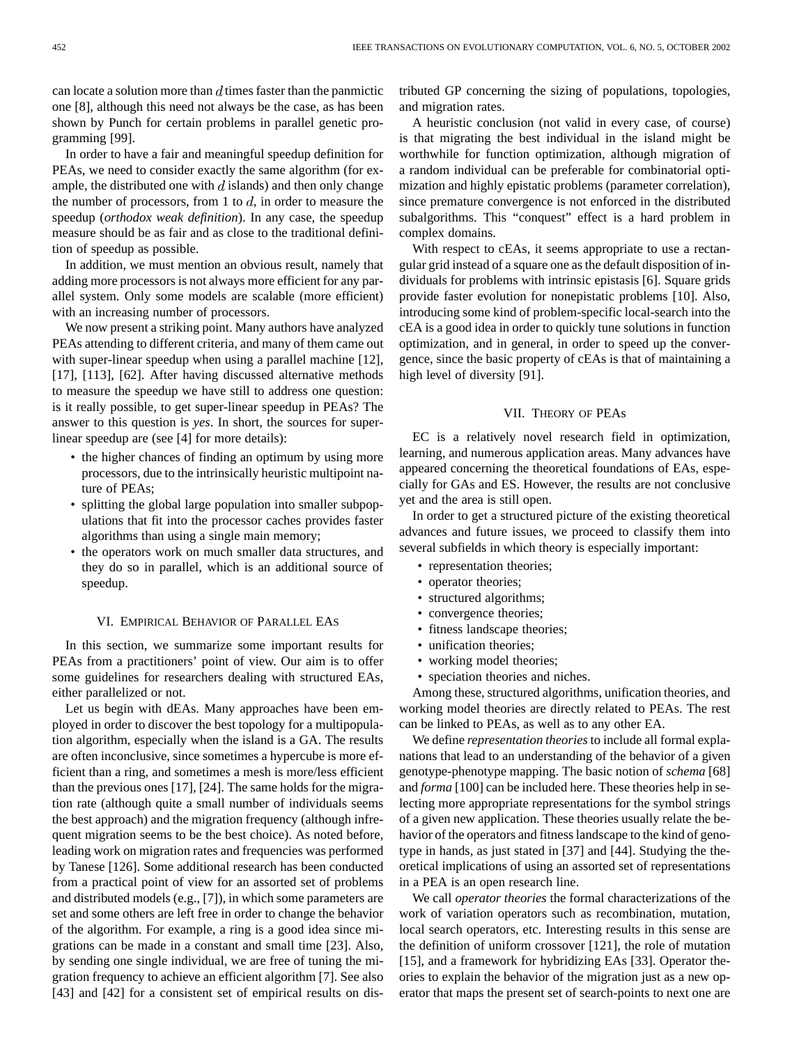can locate a solution more than $d$ times faster than the panmictic one [8], although this need not always be the case, as has been shown by Punch for certain problems in parallel genetic programming [99].

In order to have a fair and meaningful speedup definition for PEAs, we need to consider exactly the same algorithm (for example, the distributed one with $d$ islands) and then only change the number of processors, from 1 to $d$, in order to measure the speedup (*orthodox weak definition*). In any case, the speedup measure should be as fair and as close to the traditional definition of speedup as possible.

In addition, we must mention an obvious result, namely that adding more processors is not always more efficient for any parallel system. Only some models are scalable (more efficient) with an increasing number of processors.

We now present a striking point. Many authors have analyzed PEAs attending to different criteria, and many of them came out with super-linear speedup when using a parallel machine [12], [17], [113], [62]. After having discussed alternative methods to measure the speedup we have still to address one question: is it really possible, to get super-linear speedup in PEAs? The answer to this question is *yes*. In short, the sources for super-linear speedup are (see [4] for more details):

- the higher chances of finding an optimum by using more processors, due to the intrinsically heuristic multipoint nature of PEAs;
- splitting the global large population into smaller subpopulations that fit into the processor caches provides faster algorithms than using a single main memory;
- the operators work on much smaller data structures, and they do so in parallel, which is an additional source of speedup.

## VI. Empirical Behavior of Parallel EAs

In this section, we summarize some important results for PEAs from a practitioners' point of view. Our aim is to offer some guidelines for researchers dealing with structured EAs, either parallelized or not.

Let us begin with dEAs. Many approaches have been employed in order to discover the best topology for a multipopulation algorithm, especially when the island is a GA. The results are often inconclusive, since sometimes a hypercube is more efficient than a ring, and sometimes a mesh is more/less efficient than the previous ones [17], [24]. The same holds for the migration rate (although quite a small number of individuals seems the best approach) and the migration frequency (although infrequent migration seems to be the best choice). As noted before, leading work on migration rates and frequencies was performed by Tanese [126]. Some additional research has been conducted from a practical point of view for an assorted set of problems and distributed models (e.g., [7]), in which some parameters are set and some others are left free in order to change the behavior of the algorithm. For example, a ring is a good idea since migrations can be made in a constant and small time [23]. Also, by sending one single individual, we are free of tuning the migration frequency to achieve an efficient algorithm [7]. See also [43] and [42] for a consistent set of empirical results on distributed GP concerning the sizing of populations, topologies, and migration rates.

A heuristic conclusion (not valid in every case, of course) is that migrating the best individual in the island might be worthwhile for function optimization, although migration of a random individual can be preferable for combinatorial optimization and highly epistatic problems (parameter correlation), since premature convergence is not enforced in the distributed subalgorithms. This "conquest" effect is a hard problem in complex domains.

With respect to cEAs, it seems appropriate to use a rectangular grid instead of a square one as the default disposition of individuals for problems with intrinsic epistasis [6]. Square grids provide faster evolution for nonepistatic problems [10]. Also, introducing some kind of problem-specific local-search into the cEA is a good idea in order to quickly tune solutions in function optimization, and in general, in order to speed up the convergence, since the basic property of cEAs is that of maintaining a high level of diversity [91].

## VII. Theory of PEAs

EC is a relatively novel research field in optimization, learning, and numerous application areas. Many advances have appeared concerning the theoretical foundations of EAs, especially for GAs and ES. However, the results are not conclusive yet and the area is still open.

In order to get a structured picture of the existing theoretical advances and future issues, we proceed to classify them into several subfields in which theory is especially important:

- representation theories;
- operator theories;
- structured algorithms;
- convergence theories;
- fitness landscape theories;
- unification theories;
- working model theories;
- speciation theories and niches.

Among these, structured algorithms, unification theories, and working model theories are directly related to PEAs. The rest can be linked to PEAs, as well as to any other EA.

We define *representation theories* to include all formal explanations that lead to an understanding of the behavior of a given genotype-phenotype mapping. The basic notion of *schema* [68] and *forma* [100] can be included here. These theories help in selecting more appropriate representations for the symbol strings of a given new application. These theories usually relate the behavior of the operators and fitness landscape to the kind of genotype in hands, as just stated in [37] and [44]. Studying the theoretical implications of using an assorted set of representations in a PEA is an open research line.

We call *operator theories* the formal characterizations of the work of variation operators such as recombination, mutation, local search operators, etc. Interesting results in this sense are the definition of uniform crossover [121], the role of mutation [15], and a framework for hybridizing EAs [33]. Operator theories to explain the behavior of the migration just as a new operator that maps the present set of search-points to next one are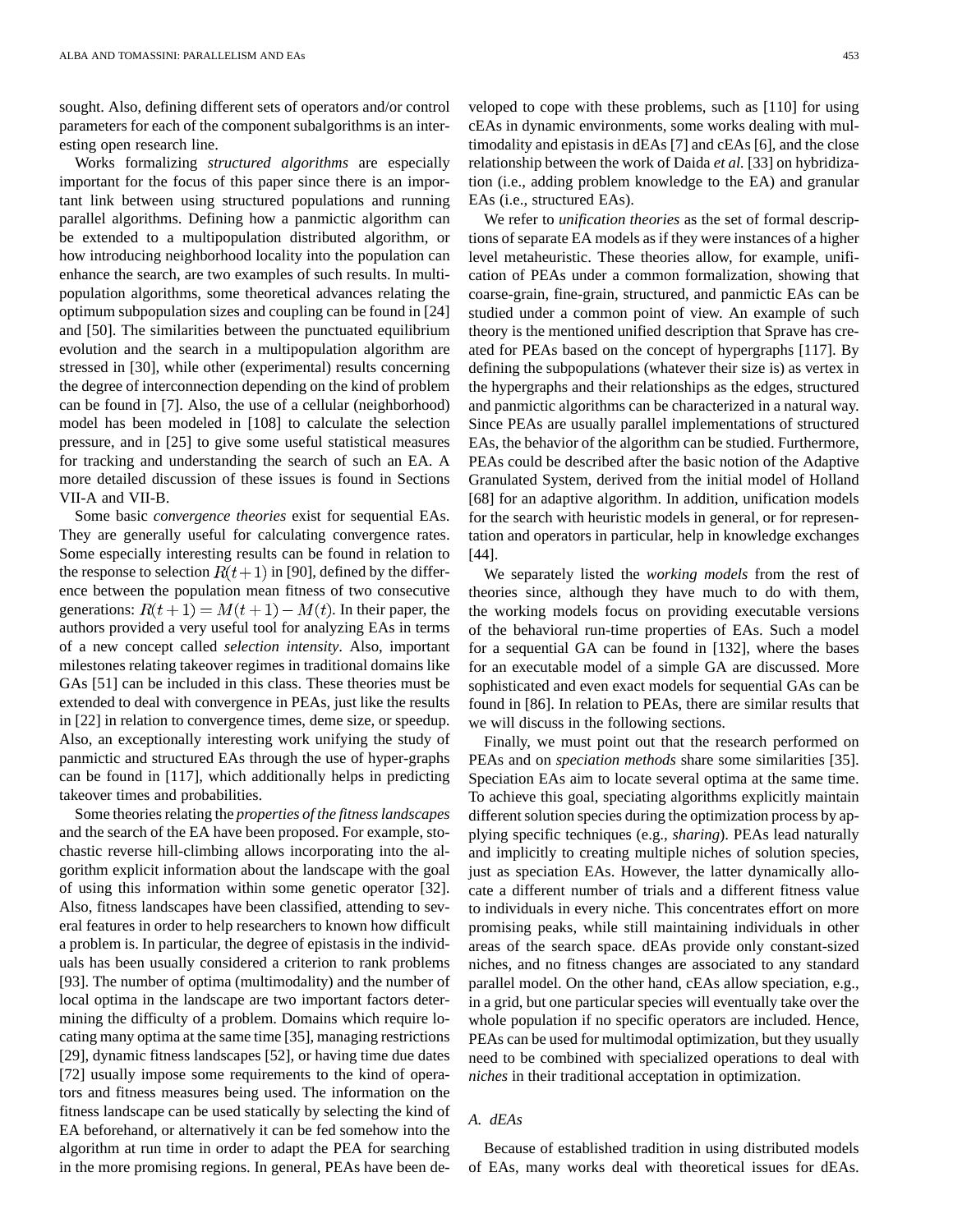sought. Also, defining different sets of operators and/or control parameters for each of the component subalgorithms is an interesting open research line.

Works formalizing *structured algorithms* are especially important for the focus of this paper since there is an important link between using structured populations and running parallel algorithms. Defining how a panmictic algorithm can be extended to a multipopulation distributed algorithm, or how introducing neighborhood locality into the population can enhance the search, are two examples of such results. In multipopulation algorithms, some theoretical advances relating the optimum subpopulation sizes and coupling can be found in [24] and [50]. The similarities between the punctuated equilibrium evolution and the search in a multipopulation algorithm are stressed in [30], while other (experimental) results concerning the degree of interconnection depending on the kind of problem can be found in [7]. Also, the use of a cellular (neighborhood) model has been modeled in [108] to calculate the selection pressure, and in [25] to give some useful statistical measures for tracking and understanding the search of such an EA. A more detailed discussion of these issues is found in Sections VII-A and VII-B.

Some basic *convergence theories* exist for sequential EAs. They are generally useful for calculating convergence rates. Some especially interesting results can be found in relation to the response to selection $R(t+1)$ in [90], defined by the difference between the population mean fitness of two consecutive generations: $R(t+1) = M(t+1) - M(t)$. In their paper, the authors provided a very useful tool for analyzing EAs in terms of a new concept called *selection intensity*. Also, important milestones relating takeover regimes in traditional domains like GAs [51] can be included in this class. These theories must be extended to deal with convergence in PEAs, just like the results in [22] in relation to convergence times, deme size, or speedup. Also, an exceptionally interesting work unifying the study of panmictic and structured EAs through the use of hyper-graphs can be found in [117], which additionally helps in predicting takeover times and probabilities.

Some theories relating the *properties of the fitness landscapes* and the search of the EA have been proposed. For example, stochastic reverse hill-climbing allows incorporating into the algorithm explicit information about the landscape with the goal of using this information within some genetic operator [32]. Also, fitness landscapes have been classified, attending to several features in order to help researchers to known how difficult a problem is. In particular, the degree of epistasis in the individuals has been usually considered a criterion to rank problems [93]. The number of optima (multimodality) and the number of local optima in the landscape are two important factors determining the difficulty of a problem. Domains which require locating many optima at the same time [35], managing restrictions [29], dynamic fitness landscapes [52], or having time due dates [72] usually impose some requirements to the kind of operators and fitness measures being used. The information on the fitness landscape can be used statically by selecting the kind of EA beforehand, or alternatively it can be fed somehow into the algorithm at run time in order to adapt the PEA for searching in the more promising regions. In general, PEAs have been developed to cope with these problems, such as [110] for using cEAs in dynamic environments, some works dealing with multimodality and epistasis in dEAs [7] and cEAs [6], and the close relationship between the work of Daida *et al.* [33] on hybridization (i.e., adding problem knowledge to the EA) and granular EAs (i.e., structured EAs).

We refer to *unification theories* as the set of formal descriptions of separate EA models as if they were instances of a higher level metaheuristic. These theories allow, for example, unification of PEAs under a common formalization, showing that coarse-grain, fine-grain, structured, and panmictic EAs can be studied under a common point of view. An example of such theory is the mentioned unified description that Sprave has created for PEAs based on the concept of hypergraphs [117]. By defining the subpopulations (whatever their size is) as vertex in the hypergraphs and their relationships as the edges, structured and panmictic algorithms can be characterized in a natural way. Since PEAs are usually parallel implementations of structured EAs, the behavior of the algorithm can be studied. Furthermore, PEAs could be described after the basic notion of the Adaptive Granulated System, derived from the initial model of Holland [68] for an adaptive algorithm. In addition, unification models for the search with heuristic models in general, or for representation and operators in particular, help in knowledge exchanges [44].

We separately listed the *working models* from the rest of theories since, although they have much to do with them, the working models focus on providing executable versions of the behavioral run-time properties of EAs. Such a model for a sequential GA can be found in [132], where the bases for an executable model of a simple GA are discussed. More sophisticated and even exact models for sequential GAs can be found in [86]. In relation to PEAs, there are similar results that we will discuss in the following sections.

Finally, we must point out that the research performed on PEAs and on *speciation methods* share some similarities [35]. Speciation EAs aim to locate several optima at the same time. To achieve this goal, speciating algorithms explicitly maintain different solution species during the optimization process by applying specific techniques (e.g., *sharing*). PEAs lead naturally and implicitly to creating multiple niches of solution species, just as speciation EAs. However, the latter dynamically allocate a different number of trials and a different fitness value to individuals in every niche. This concentrates effort on more promising peaks, while still maintaining individuals in other areas of the search space. dEAs provide only constant-sized niches, and no fitness changes are associated to any standard parallel model. On the other hand, cEAs allow speciation, e.g., in a grid, but one particular species will eventually take over the whole population if no specific operators are included. Hence, PEAs can be used for multimodal optimization, but they usually need to be combined with specialized operations to deal with *niches* in their traditional acceptation in optimization.

### *A. dEAs*

Because of established tradition in using distributed models of EAs, many works deal with theoretical issues for dEAs.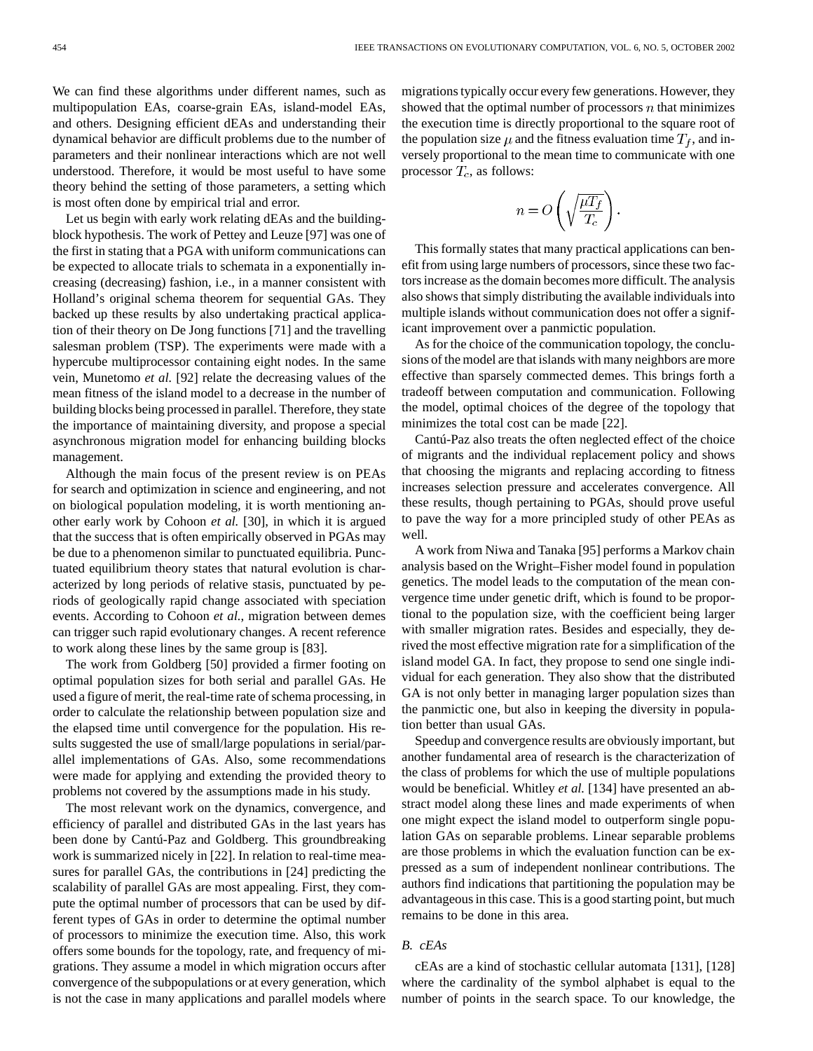We can find these algorithms under different names, such as multipopulation EAs, coarse-grain EAs, island-model EAs, and others. Designing efficient dEAs and understanding their dynamical behavior are difficult problems due to the number of parameters and their nonlinear interactions which are not well understood. Therefore, it would be most useful to have some theory behind the setting of those parameters, a setting which is most often done by empirical trial and error.

Let us begin with early work relating dEAs and the building-block hypothesis. The work of Pettey and Leuze [97] was one of the first in stating that a PGA with uniform communications can be expected to allocate trials to schemata in a exponentially increasing (decreasing) fashion, i.e., in a manner consistent with Holland's original schema theorem for sequential GAs. They backed up these results by also undertaking practical application of their theory on De Jong functions [71] and the travelling salesman problem (TSP). The experiments were made with a hypercube multiprocessor containing eight nodes. In the same vein, Munetomo *et al.* [92] relate the decreasing values of the mean fitness of the island model to a decrease in the number of building blocks being processed in parallel. Therefore, they state the importance of maintaining diversity, and propose a special asynchronous migration model for enhancing building blocks management.

Although the main focus of the present review is on PEAs for search and optimization in science and engineering, and not on biological population modeling, it is worth mentioning another early work by Cohoon *et al.* [30], in which it is argued that the success that is often empirically observed in PGAs may be due to a phenomenon similar to punctuated equilibria. Punctuated equilibrium theory states that natural evolution is characterized by long periods of relative stasis, punctuated by periods of geologically rapid change associated with speciation events. According to Cohoon *et al.*, migration between demes can trigger such rapid evolutionary changes. A recent reference to work along these lines by the same group is [83].

The work from Goldberg [50] provided a firmer footing on optimal population sizes for both serial and parallel GAs. He used a figure of merit, the real-time rate of schema processing, in order to calculate the relationship between population size and the elapsed time until convergence for the population. His results suggested the use of small/large populations in serial/parallel implementations of GAs. Also, some recommendations were made for applying and extending the provided theory to problems not covered by the assumptions made in his study.

The most relevant work on the dynamics, convergence, and efficiency of parallel and distributed GAs in the last years has been done by Cantú-Paz and Goldberg. This groundbreaking work is summarized nicely in [22]. In relation to real-time measures for parallel GAs, the contributions in [24] predicting the scalability of parallel GAs are most appealing. First, they compute the optimal number of processors that can be used by different types of GAs in order to determine the optimal number of processors to minimize the execution time. Also, this work offers some bounds for the topology, rate, and frequency of migrations. They assume a model in which migration occurs after convergence of the subpopulations or at every generation, which is not the case in many applications and parallel models where migrations typically occur every few generations. However, they showed that the optimal number of processors $n$ that minimizes the execution time is directly proportional to the square root of the population size $\mu$ and the fitness evaluation time $T_f$, and inversely proportional to the mean time to communicate with one processor $T_c$, as follows:

$$n = O\left(\sqrt{\frac{\mu T_f}{T_c}}\right).$$

This formally states that many practical applications can benefit from using large numbers of processors, since these two factors increase as the domain becomes more difficult. The analysis also shows that simply distributing the available individuals into multiple islands without communication does not offer a significant improvement over a panmictic population.

As for the choice of the communication topology, the conclusions of the model are that islands with many neighbors are more effective than sparsely commected demes. This brings forth a tradeoff between computation and communication. Following the model, optimal choices of the degree of the topology that minimizes the total cost can be made [22].

Cantú-Paz also treats the often neglected effect of the choice of migrants and the individual replacement policy and shows that choosing the migrants and replacing according to fitness increases selection pressure and accelerates convergence. All these results, though pertaining to PGAs, should prove useful to pave the way for a more principled study of other PEAs as well.

A work from Niwa and Tanaka [95] performs a Markov chain analysis based on the Wright–Fisher model found in population genetics. The model leads to the computation of the mean convergence time under genetic drift, which is found to be proportional to the population size, with the coefficient being larger with smaller migration rates. Besides and especially, they derived the most effective migration rate for a simplification of the island model GA. In fact, they propose to send one single individual for each generation. They also show that the distributed GA is not only better in managing larger population sizes than the panmictic one, but also in keeping the diversity in population better than usual GAs.

Speedup and convergence results are obviously important, but another fundamental area of research is the characterization of the class of problems for which the use of multiple populations would be beneficial. Whitley *et al.* [134] have presented an abstract model along these lines and made experiments of when one might expect the island model to outperform single population GAs on separable problems. Linear separable problems are those problems in which the evaluation function can be expressed as a sum of independent nonlinear contributions. The authors find indications that partitioning the population may be advantageous in this case. This is a good starting point, but much remains to be done in this area.

### *B. cEAs*

cEAs are a kind of stochastic cellular automata [131], [128] where the cardinality of the symbol alphabet is equal to the number of points in the search space. To our knowledge, the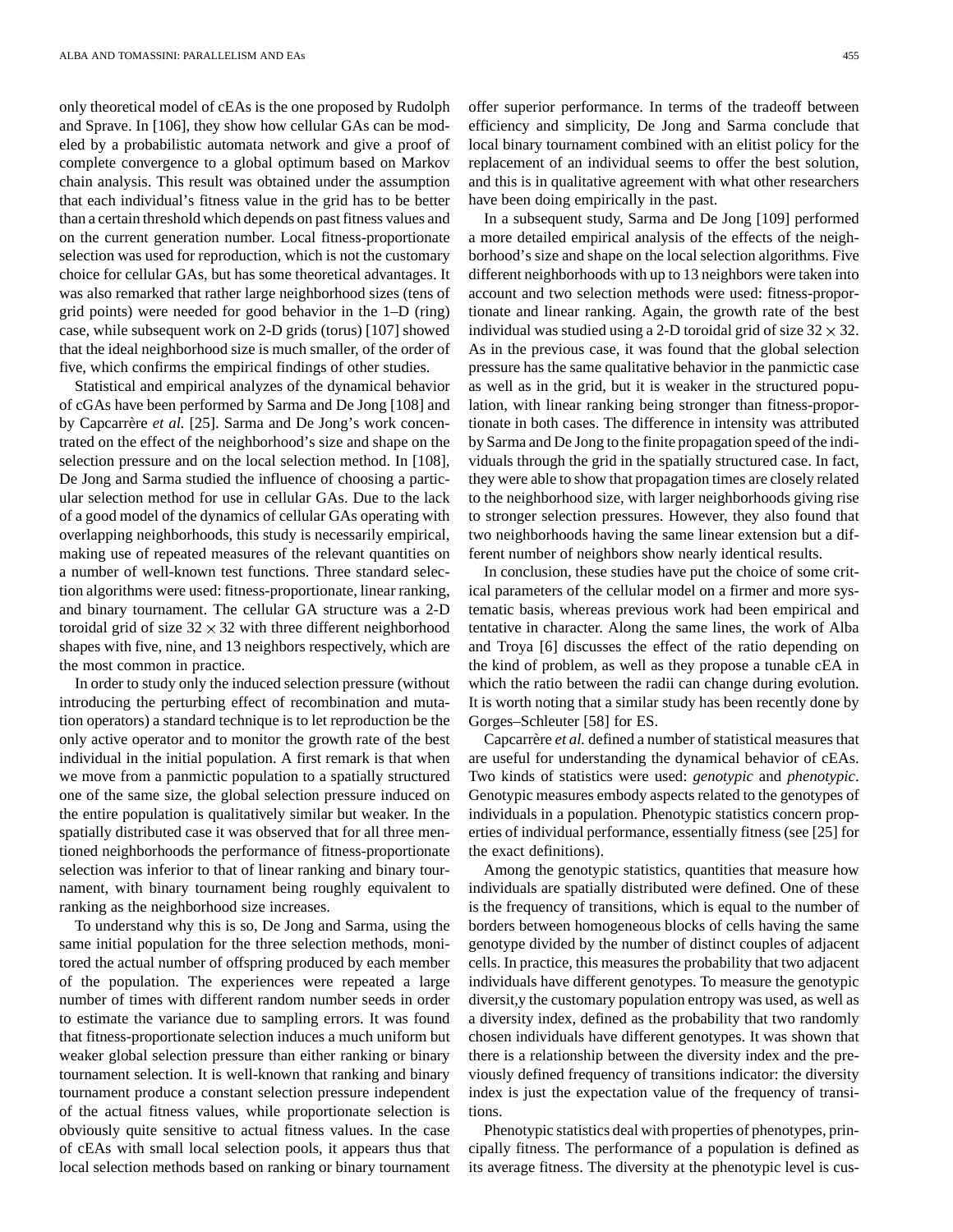only theoretical model of cEAs is the one proposed by Rudolph and Sprave. In [106], they show how cellular GAs can be modeled by a probabilistic automata network and give a proof of complete convergence to a global optimum based on Markov chain analysis. This result was obtained under the assumption that each individual's fitness value in the grid has to be better than a certain threshold which depends on past fitness values and on the current generation number. Local fitness-proportionate selection was used for reproduction, which is not the customary choice for cellular GAs, but has some theoretical advantages. It was also remarked that rather large neighborhood sizes (tens of grid points) were needed for good behavior in the 1–D (ring) case, while subsequent work on 2-D grids (torus) [107] showed that the ideal neighborhood size is much smaller, of the order of five, which confirms the empirical findings of other studies.

Statistical and empirical analyzes of the dynamical behavior of cGAs have been performed by Sarma and De Jong [108] and by Capcarrère *et al.* [25]. Sarma and De Jong's work concentrated on the effect of the neighborhood's size and shape on the selection pressure and on the local selection method. In [108], De Jong and Sarma studied the influence of choosing a particular selection method for use in cellular GAs. Due to the lack of a good model of the dynamics of cellular GAs operating with overlapping neighborhoods, this study is necessarily empirical, making use of repeated measures of the relevant quantities on a number of well-known test functions. Three standard selection algorithms were used: fitness-proportionate, linear ranking, and binary tournament. The cellular GA structure was a 2-D toroidal grid of size $32 \times 32$ with three different neighborhood shapes with five, nine, and 13 neighbors respectively, which are the most common in practice.

In order to study only the induced selection pressure (without introducing the perturbing effect of recombination and mutation operators) a standard technique is to let reproduction be the only active operator and to monitor the growth rate of the best individual in the initial population. A first remark is that when we move from a panmictic population to a spatially structured one of the same size, the global selection pressure induced on the entire population is qualitatively similar but weaker. In the spatially distributed case it was observed that for all three mentioned neighborhoods the performance of fitness-proportionate selection was inferior to that of linear ranking and binary tournament, with binary tournament being roughly equivalent to ranking as the neighborhood size increases.

To understand why this is so, De Jong and Sarma, using the same initial population for the three selection methods, monitored the actual number of offspring produced by each member of the population. The experiences were repeated a large number of times with different random number seeds in order to estimate the variance due to sampling errors. It was found that fitness-proportionate selection induces a much uniform but weaker global selection pressure than either ranking or binary tournament selection. It is well-known that ranking and binary tournament produce a constant selection pressure independent of the actual fitness values, while proportionate selection is obviously quite sensitive to actual fitness values. In the case of cEAs with small local selection pools, it appears thus that local selection methods based on ranking or binary tournament offer superior performance. In terms of the tradeoff between efficiency and simplicity, De Jong and Sarma conclude that local binary tournament combined with an elitist policy for the replacement of an individual seems to offer the best solution, and this is in qualitative agreement with what other researchers have been doing empirically in the past.

In a subsequent study, Sarma and De Jong [109] performed a more detailed empirical analysis of the effects of the neighborhood's size and shape on the local selection algorithms. Five different neighborhoods with up to 13 neighbors were taken into account and two selection methods were used: fitness-proportionate and linear ranking. Again, the growth rate of the best individual was studied using a 2-D toroidal grid of size $32 \times 32$. As in the previous case, it was found that the global selection pressure has the same qualitative behavior in the panmictic case as well as in the grid, but it is weaker in the structured population, with linear ranking being stronger than fitness-proportionate in both cases. The difference in intensity was attributed by Sarma and De Jong to the finite propagation speed of the individuals through the grid in the spatially structured case. In fact, they were able to show that propagation times are closely related to the neighborhood size, with larger neighborhoods giving rise to stronger selection pressures. However, they also found that two neighborhoods having the same linear extension but a different number of neighbors show nearly identical results.

In conclusion, these studies have put the choice of some critical parameters of the cellular model on a firmer and more systematic basis, whereas previous work had been empirical and tentative in character. Along the same lines, the work of Alba and Troya [6] discusses the effect of the ratio depending on the kind of problem, as well as they propose a tunable cEA in which the ratio between the radii can change during evolution. It is worth noting that a similar study has been recently done by Gorges–Schleuter [58] for ES.

Capcarrère *et al.* defined a number of statistical measures that are useful for understanding the dynamical behavior of cEAs. Two kinds of statistics were used: *genotypic* and *phenotypic*. Genotypic measures embody aspects related to the genotypes of individuals in a population. Phenotypic statistics concern properties of individual performance, essentially fitness (see [25] for the exact definitions).

Among the genotypic statistics, quantities that measure how individuals are spatially distributed were defined. One of these is the frequency of transitions, which is equal to the number of borders between homogeneous blocks of cells having the same genotype divided by the number of distinct couples of adjacent cells. In practice, this measures the probability that two adjacent individuals have different genotypes. To measure the genotypic diversit,y the customary population entropy was used, as well as a diversity index, defined as the probability that two randomly chosen individuals have different genotypes. It was shown that there is a relationship between the diversity index and the previously defined frequency of transitions indicator: the diversity index is just the expectation value of the frequency of transitions.

Phenotypic statistics deal with properties of phenotypes, principally fitness. The performance of a population is defined as its average fitness. The diversity at the phenotypic level is cus-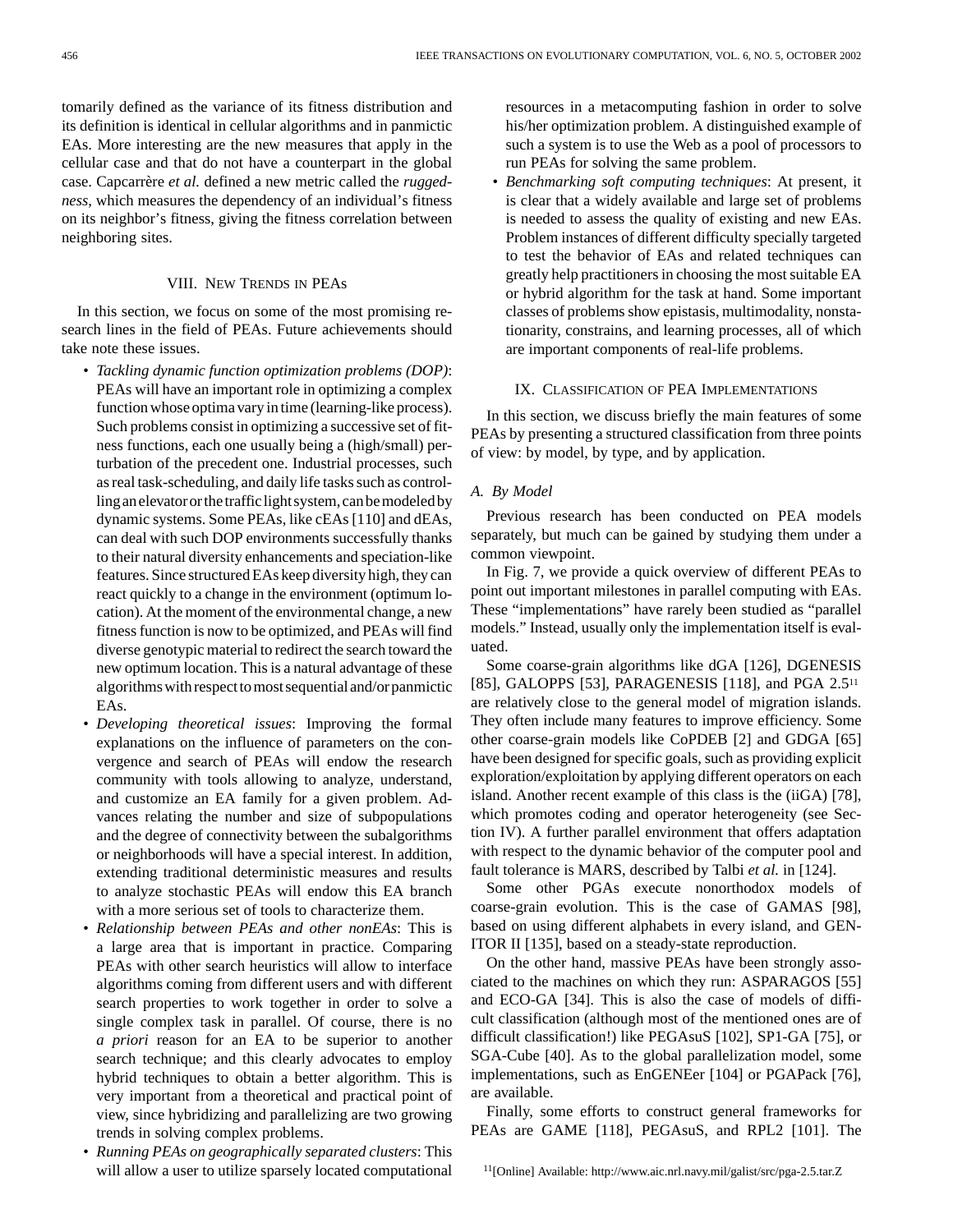tomarily defined as the variance of its fitness distribution and its definition is identical in cellular algorithms and in panmictic EAs. More interesting are the new measures that apply in the cellular case and that do not have a counterpart in the global case. Capcarrère *et al.* defined a new metric called the *ruggedness*, which measures the dependency of an individual's fitness on its neighbor's fitness, giving the fitness correlation between neighboring sites.

## VIII. New Trends in PEAs

In this section, we focus on some of the most promising research lines in the field of PEAs. Future achievements should take note these issues.

- *Tackling dynamic function optimization problems (DOP)*: PEAs will have an important role in optimizing a complex function whose optima vary in time (learning-like process). Such problems consist in optimizing a successive set of fitness functions, each one usually being a (high/small) perturbation of the precedent one. Industrial processes, such as real task-scheduling, and daily life tasks such as controlling an elevator or the traffic light system, can be modeled by dynamic systems. Some PEAs, like cEAs [110] and dEAs, can deal with such DOP environments successfully thanks to their natural diversity enhancements and speciation-like features. Since structured EAs keep diversity high, they can react quickly to a change in the environment (optimum location). At the moment of the environmental change, a new fitness function is now to be optimized, and PEAs will find diverse genotypic material to redirect the search toward the new optimum location. This is a natural advantage of these algorithms with respect to most sequential and/or panmictic EAs.
- *Developing theoretical issues*: Improving the formal explanations on the influence of parameters on the convergence and search of PEAs will endow the research community with tools allowing to analyze, understand, and customize an EA family for a given problem. Advances relating the number and size of subpopulations and the degree of connectivity between the subalgorithms or neighborhoods will have a special interest. In addition, extending traditional deterministic measures and results to analyze stochastic PEAs will endow this EA branch with a more serious set of tools to characterize them.
- *Relationship between PEAs and other nonEAs*: This is a large area that is important in practice. Comparing PEAs with other search heuristics will allow to interface algorithms coming from different users and with different search properties to work together in order to solve a single complex task in parallel. Of course, there is no *a priori* reason for an EA to be superior to another search technique; and this clearly advocates to employ hybrid techniques to obtain a better algorithm. This is very important from a theoretical and practical point of view, since hybridizing and parallelizing are two growing trends in solving complex problems.
- *Running PEAs on geographically separated clusters*: This will allow a user to utilize sparsely located computational resources in a metacomputing fashion in order to solve his/her optimization problem. A distinguished example of such a system is to use the Web as a pool of processors to run PEAs for solving the same problem.
- *Benchmarking soft computing techniques*: At present, it is clear that a widely available and large set of problems is needed to assess the quality of existing and new EAs. Problem instances of different difficulty specially targeted to test the behavior of EAs and related techniques can greatly help practitioners in choosing the most suitable EA or hybrid algorithm for the task at hand. Some important classes of problems show epistasis, multimodality, nonstationarity, constrains, and learning processes, all of which are important components of real-life problems.

## IX. Classification of PEA Implementations

In this section, we discuss briefly the main features of some PEAs by presenting a structured classification from three points of view: by model, by type, and by application.

### A. By Model

Previous research has been conducted on PEA models separately, but much can be gained by studying them under a common viewpoint.

In Fig. 7, we provide a quick overview of different PEAs to point out important milestones in parallel computing with EAs. These "implementations" have rarely been studied as "parallel models." Instead, usually only the implementation itself is evaluated.

Some coarse-grain algorithms like dGA [126], DGENESIS [85], GALOPPS [53], PARAGENESIS [118], and PGA 2.5[11] are relatively close to the general model of migration islands. They often include many features to improve efficiency. Some other coarse-grain models like CoPDEB [2] and GDGA [65] have been designed for specific goals, such as providing explicit exploration/exploitation by applying different operators on each island. Another recent example of this class is the (iiGA) [78], which promotes coding and operator heterogeneity (see Section IV). A further parallel environment that offers adaptation with respect to the dynamic behavior of the computer pool and fault tolerance is MARS, described by Talbi *et al.* in [124].

Some other PGAs execute nonorthodox models of coarse-grain evolution. This is the case of GAMAS [98], based on using different alphabets in every island, and GENITOR II [135], based on a steady-state reproduction.

On the other hand, massive PEAs have been strongly associated to the machines on which they run: ASPARAGOS [55] and ECO-GA [34]. This is also the case of models of difficult classification (although most of the mentioned ones are of difficult classification!) like PEGAsuS [102], SP1-GA [75], or SGA-Cube [40]. As to the global parallelization model, some implementations, such as EnGENEer [104] or PGAPack [76], are available.

Finally, some efforts to construct general frameworks for PEAs are GAME [118], PEGAsuS, and RPL2 [101]. The

[11] [Online] Available: http://www.aic.nrl.navy.mil/galist/src/pga-2.5.tar.Z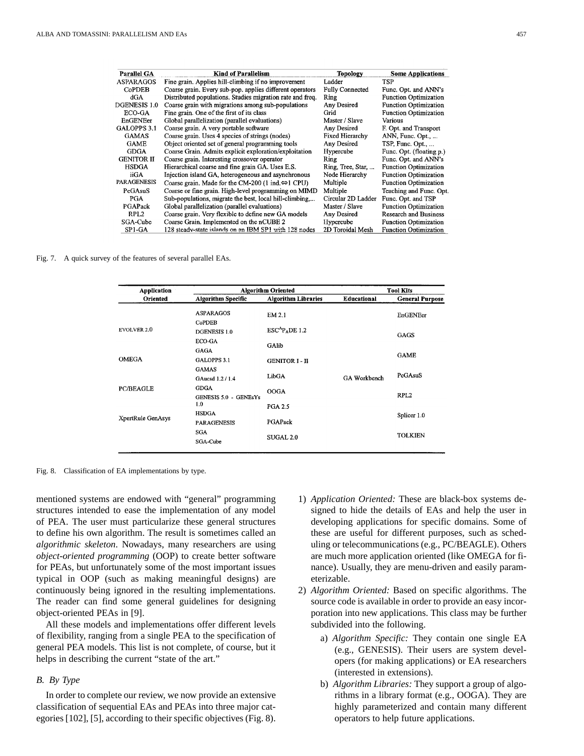| Parallel GA | Kind of Parallelism | Topology | Some Applications |
|---|---|---|---|
| ASPARAGOS | Fine grain. Applies hill-climbing if no improvement | Ladder | TSP |
| CoPDEB | Coarse grain. Every sub-pop. applies different operators | Fully Connected | Func. Opt. and ANN's |
| dGA | Distributed populations. Studies migration rate and freq. | Ring | Function Optimization |
| DGENESIS 1.0 | Coarse grain with migrations among sub-populations | Any Desired | Function Optimization |
| ECO-GA | Fine grain. One of the first of its class | Grid | Function Optimization |
| EnGENEer | Global parallelization (parallel evaluations) | Master / Slave | Various |
| GALOPPS 3.1 | Coarse grain. A very portable software | Any Desired | F. Opt. and Transport |
| GAMAS | Coarse grain. Uses 4 species of strings (nodes) | Fixed Hierarchy | ANN, Func. Opt., ... |
| GAME | Object oriented set of general programming tools | Any Desired | TSP, Func. Opt., ... |
| GDGA | Coarse Grain. Admits explicit exploration/exploitation | Hypercube | Func. Opt. (floating p.) |
| GENITOR II | Coarse grain. Interesting crossover operator | Ring | Func. Opt. and ANN's |
| HSDGA | Hierarchical coarse and fine grain GA. Uses E.S. | Ring, Tree, Star, ... | Function Optimization |
| iiGA | Injection island GA, heterogeneous and asynchronous | Node Hierarchy | Function Optimization |
| PARAGENESIS | Coarse grain. Made for the CM-200 (1 ind.⇔1 CPU) | Multiple | Function Optimization |
| PeGAsuS | Coarse or fine grain. High-level programming on MIMD | Multiple | Teaching and Func. Opt. |
| PGA | Sub-populations, migrate the best, local hill-climbing,... | Circular 2D Ladder | Func. Opt. and TSP |
| PGAPack | Global parallelization (parallel evaluations) | Master / Slave | Function Optimization |
| RPL2 | Coarse grain. Very flexible to define new GA models | Any Desired | Research and Business |
| SGA-Cube | Coarse Grain. Implemented on the nCUBE 2 | Hypercube | Function Optimization |
| SP1-GA | 128 steady-state islands on an IBM SP1 with 128 nodes | 2D Toroidal Mesh | Function Optimization |

Fig. 7. A quick survey of the features of several parallel EAs.

| Application Oriented | Algorithm Oriented | | Tool Kits | |
|---|---|---|---|---|
| | Algorithm Specific | Algorithm Libraries | Educational | General Purpose |
| | ASPARAGOS | EM 2.1 | | EnGENEer |
| | CoPDEB | | | |
| EVOLVER 2.0 | DGENESIS 1.0 | ESC^P_ADE 1.2 | | GAGS |
| | ECO-GA | GAlib | | |
| | GAGA | | | GAME |
| OMEGA | GALOPPS 3.1 | GENITOR I - II | | |
| | GAMAS | | | |
| | GAucsd 1.2 / 1.4 | LibGA | GA Workbench | PeGAsuS |
| PC/BEAGLE | GDGA | OOGA | | |
| | GENESIS 5.0 - GENEsYs 1.0 | | | RPL2 |
| | | PGA 2.5 | | |
| XpertRule GenAsys | HSDGA | | | Splicer 1.0 |
| | PARAGENESIS | PGAPack | | |
| | SGA | | | TOLKIEN |
| | SGA-Cube | SUGAL 2.0 | | |

Fig. 8. Classification of EA implementations by type.

mentioned systems are endowed with "general" programming structures intended to ease the implementation of any model of PEA. The user must particularize these general structures to define his own algorithm. The result is sometimes called an *algorithmic skeleton*. Nowadays, many researchers are using *object-oriented programming* (OOP) to create better software for PEAs, but unfortunately some of the most important issues typical in OOP (such as making meaningful designs) are continuously being ignored in the resulting implementations. The reader can find some general guidelines for designing object-oriented PEAs in [9].

All these models and implementations offer different levels of flexibility, ranging from a single PEA to the specification of general PEA models. This list is not complete, of course, but it helps in describing the current "state of the art."

### B. By Type

In order to complete our review, we now provide an extensive classification of sequential EAs and PEAs into three major categories [102], [5], according to their specific objectives (Fig. 8).

1) *Application Oriented:* These are black-box systems designed to hide the details of EAs and help the user in developing applications for specific domains. Some of these are useful for different purposes, such as scheduling or telecommunications (e.g., PC/BEAGLE). Others are much more application oriented (like OMEGA for finance). Usually, they are menu-driven and easily parameterizable.
2) *Algorithm Oriented:* Based on specific algorithms. The source code is available in order to provide an easy incorporation into new applications. This class may be further subdivided into the following.
   a) *Algorithm Specific:* They contain one single EA (e.g., GENESIS). Their users are system developers (for making applications) or EA researchers (interested in extensions).
   b) *Algorithm Libraries:* They support a group of algorithms in a library format (e.g., OOGA). They are highly parameterized and contain many different operators to help future applications.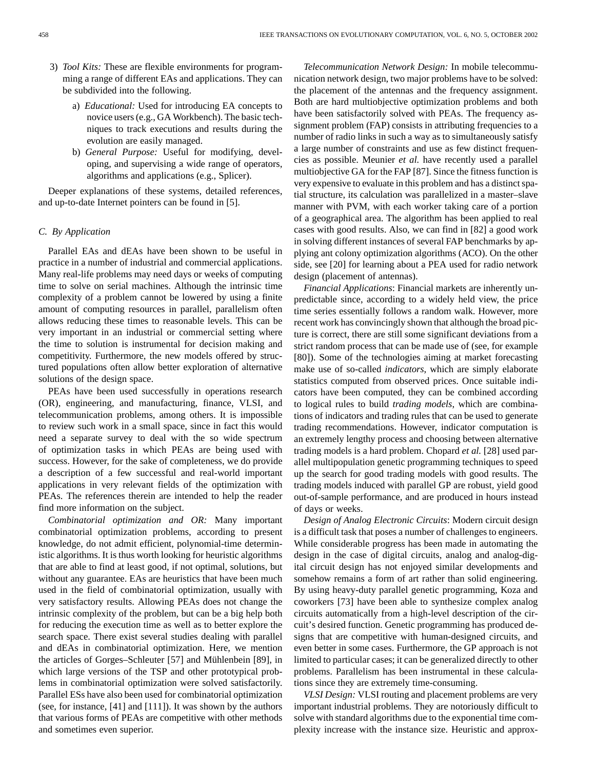3) *Tool Kits:* These are flexible environments for programming a range of different EAs and applications. They can be subdivided into the following.

   a) *Educational:* Used for introducing EA concepts to novice users (e.g., GA Workbench). The basic techniques to track executions and results during the evolution are easily managed.

   b) *General Purpose:* Useful for modifying, developing, and supervising a wide range of operators, algorithms and applications (e.g., Splicer).

Deeper explanations of these systems, detailed references, and up-to-date Internet pointers can be found in [5].

### C. By Application

Parallel EAs and dEAs have been shown to be useful in practice in a number of industrial and commercial applications. Many real-life problems may need days or weeks of computing time to solve on serial machines. Although the intrinsic time complexity of a problem cannot be lowered by using a finite amount of computing resources in parallel, parallelism often allows reducing these times to reasonable levels. This can be very important in an industrial or commercial setting where the time to solution is instrumental for decision making and competitivity. Furthermore, the new models offered by structured populations often allow better exploration of alternative solutions of the design space.

PEAs have been used successfully in operations research (OR), engineering, and manufacturing, finance, VLSI, and telecommunication problems, among others. It is impossible to review such work in a small space, since in fact this would need a separate survey to deal with the so wide spectrum of optimization tasks in which PEAs are being used with success. However, for the sake of completeness, we do provide a description of a few successful and real-world important applications in very relevant fields of the optimization with PEAs. The references therein are intended to help the reader find more information on the subject.

*Combinatorial optimization and OR:* Many important combinatorial optimization problems, according to present knowledge, do not admit efficient, polynomial-time deterministic algorithms. It is thus worth looking for heuristic algorithms that are able to find at least good, if not optimal, solutions, but without any guarantee. EAs are heuristics that have been much used in the field of combinatorial optimization, usually with very satisfactory results. Allowing PEAs does not change the intrinsic complexity of the problem, but can be a big help both for reducing the execution time as well as to better explore the search space. There exist several studies dealing with parallel and dEAs in combinatorial optimization. Here, we mention the articles of Gorges–Schleuter [57] and Mühlenbein [89], in which large versions of the TSP and other prototypical problems in combinatorial optimization were solved satisfactorily. Parallel ESs have also been used for combinatorial optimization (see, for instance, [41] and [111]). It was shown by the authors that various forms of PEAs are competitive with other methods and sometimes even superior.

*Telecommunication Network Design:* In mobile telecommunication network design, two major problems have to be solved: the placement of the antennas and the frequency assignment. Both are hard multiobjective optimization problems and both have been satisfactorily solved with PEAs. The frequency assignment problem (FAP) consists in attributing frequencies to a number of radio links in such a way as to simultaneously satisfy a large number of constraints and use as few distinct frequencies as possible. Meunier *et al.* have recently used a parallel multiobjective GA for the FAP [87]. Since the fitness function is very expensive to evaluate in this problem and has a distinct spatial structure, its calculation was parallelized in a master–slave manner with PVM, with each worker taking care of a portion of a geographical area. The algorithm has been applied to real cases with good results. Also, we can find in [82] a good work in solving different instances of several FAP benchmarks by applying ant colony optimization algorithms (ACO). On the other side, see [20] for learning about a PEA used for radio network design (placement of antennas).

*Financial Applications*: Financial markets are inherently unpredictable since, according to a widely held view, the price time series essentially follows a random walk. However, more recent work has convincingly shown that although the broad picture is correct, there are still some significant deviations from a strict random process that can be made use of (see, for example [80]). Some of the technologies aiming at market forecasting make use of so-called *indicators*, which are simply elaborate statistics computed from observed prices. Once suitable indicators have been computed, they can be combined according to logical rules to build *trading models*, which are combinations of indicators and trading rules that can be used to generate trading recommendations. However, indicator computation is an extremely lengthy process and choosing between alternative trading models is a hard problem. Chopard *et al.* [28] used parallel multipopulation genetic programming techniques to speed up the search for good trading models with good results. The trading models induced with parallel GP are robust, yield good out-of-sample performance, and are produced in hours instead of days or weeks.

*Design of Analog Electronic Circuits*: Modern circuit design is a difficult task that poses a number of challenges to engineers. While considerable progress has been made in automating the design in the case of digital circuits, analog and analog-digital circuit design has not enjoyed similar developments and somehow remains a form of art rather than solid engineering. By using heavy-duty parallel genetic programming, Koza and coworkers [73] have been able to synthesize complex analog circuits automatically from a high-level description of the circuit's desired function. Genetic programming has produced designs that are competitive with human-designed circuits, and even better in some cases. Furthermore, the GP approach is not limited to particular cases; it can be generalized directly to other problems. Parallelism has been instrumental in these calculations since they are extremely time-consuming.

*VLSI Design:* VLSI routing and placement problems are very important industrial problems. They are notoriously difficult to solve with standard algorithms due to the exponential time complexity increase with the instance size. Heuristic and approx-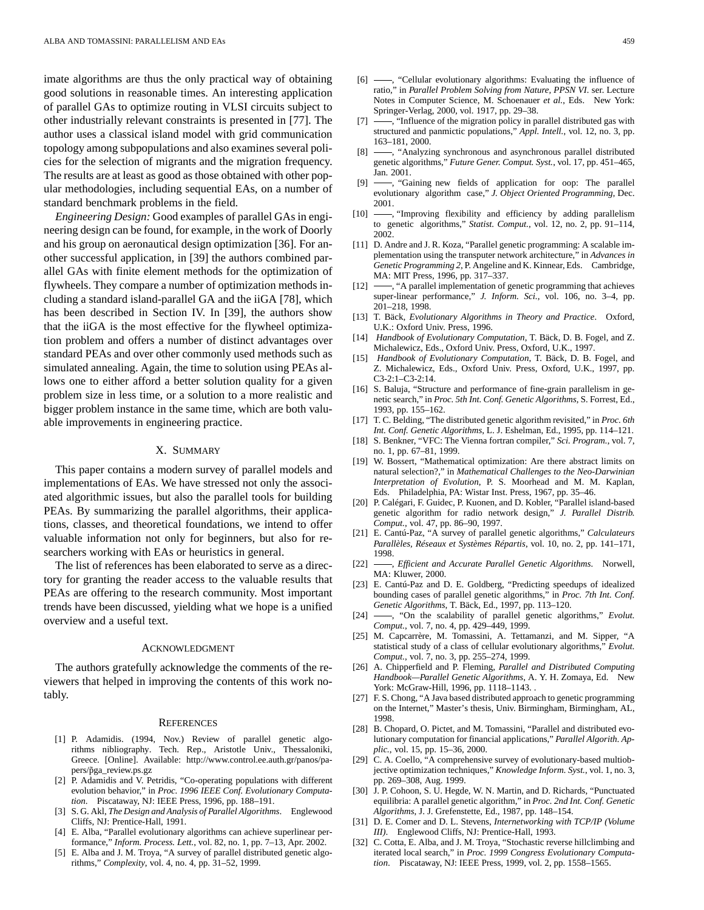imate algorithms are thus the only practical way of obtaining good solutions in reasonable times. An interesting application of parallel GAs to optimize routing in VLSI circuits subject to other industrially relevant constraints is presented in [77]. The author uses a classical island model with grid communication topology among subpopulations and also examines several policies for the selection of migrants and the migration frequency. The results are at least as good as those obtained with other popular methodologies, including sequential EAs, on a number of standard benchmark problems in the field.

*Engineering Design:* Good examples of parallel GAs in engineering design can be found, for example, in the work of Doorly and his group on aeronautical design optimization [36]. For another successful application, in [39] the authors combined parallel GAs with finite element methods for the optimization of flywheels. They compare a number of optimization methods including a standard island-parallel GA and the iiGA [78], which has been described in Section IV. In [39], the authors show that the iiGA is the most effective for the flywheel optimization problem and offers a number of distinct advantages over standard PEAs and over other commonly used methods such as simulated annealing. Again, the time to solution using PEAs allows one to either afford a better solution quality for a given problem size in less time, or a solution to a more realistic and bigger problem instance in the same time, which are both valuable improvements in engineering practice.

## X. Summary

This paper contains a modern survey of parallel models and implementations of EAs. We have stressed not only the associated algorithmic issues, but also the parallel tools for building PEAs. By summarizing the parallel algorithms, their applications, classes, and theoretical foundations, we intend to offer valuable information not only for beginners, but also for researchers working with EAs or heuristics in general.

The list of references has been elaborated to serve as a directory for granting the reader access to the valuable results that PEAs are offering to the research community. Most important trends have been discussed, yielding what we hope is a unified overview and a useful text.

## Acknowledgment

The authors gratefully acknowledge the comments of the reviewers that helped in improving the contents of this work notably.

## References

[1] P. Adamidis. (1994, Nov.) Review of parallel genetic algorithms nibliography. Tech. Rep., Aristotle Univ., Thessaloniki, Greece. [Online]. Available: http://www.control.ee.auth.gr/panos/papers/p̃ga_review.ps.gz

[2] P. Adamidis and V. Petridis, "Co-operating populations with different evolution behavior," in *Proc. 1996 IEEE Conf. Evolutionary Computation*. Piscataway, NJ: IEEE Press, 1996, pp. 188–191.

[3] S. G. Akl, *The Design and Analysis of Parallel Algorithms*. Englewood Cliffs, NJ: Prentice-Hall, 1991.

[4] E. Alba, "Parallel evolutionary algorithms can achieve superlinear performance," *Inform. Process. Lett.*, vol. 82, no. 1, pp. 7–13, Apr. 2002.

[5] E. Alba and J. M. Troya, "A survey of parallel distributed genetic algorithms," *Complexity*, vol. 4, no. 4, pp. 31–52, 1999.

[6] ——, "Cellular evolutionary algorithms: Evaluating the influence of ratio," in *Parallel Problem Solving from Nature, PPSN VI*. ser. Lecture Notes in Computer Science, M. Schoenauer *et al.*, Eds. New York: Springer-Verlag, 2000, vol. 1917, pp. 29–38.

[7] ——, "Influence of the migration policy in parallel distributed gas with structured and panmictic populations," *Appl. Intell.*, vol. 12, no. 3, pp. 163–181, 2000.

[8] ——, "Analyzing synchronous and asynchronous parallel distributed genetic algorithms," *Future Gener. Comput. Syst.*, vol. 17, pp. 451–465, Jan. 2001.

[9] ——, "Gaining new fields of application for oop: The parallel evolutionary algorithm case," *J. Object Oriented Programming*, Dec. 2001.

[10] ——, "Improving flexibility and efficiency by adding parallelism to genetic algorithms," *Statist. Comput.*, vol. 12, no. 2, pp. 91–114, 2002.

[11] D. Andre and J. R. Koza, "Parallel genetic programming: A scalable implementation using the transputer network architecture," in *Advances in Genetic Programming 2*, P. Angeline and K. Kinnear, Eds. Cambridge, MA: MIT Press, 1996, pp. 317–337.

[12] ——, "A parallel implementation of genetic programming that achieves super-linear performance," *J. Inform. Sci.*, vol. 106, no. 3–4, pp. 201–218, 1998.

[13] T. Bäck, *Evolutionary Algorithms in Theory and Practice*. Oxford, U.K.: Oxford Univ. Press, 1996.

[14] *Handbook of Evolutionary Computation*, T. Bäck, D. B. Fogel, and Z. Michalewicz, Eds., Oxford Univ. Press, Oxford, U.K., 1997.

[15] *Handbook of Evolutionary Computation*, T. Bäck, D. B. Fogel, and Z. Michalewicz, Eds., Oxford Univ. Press, Oxford, U.K., 1997, pp. C3-2:1–C3-2:14.

[16] S. Baluja, "Structure and performance of fine-grain parallelism in genetic search," in *Proc. 5th Int. Conf. Genetic Algorithms*, S. Forrest, Ed., 1993, pp. 155–162.

[17] T. C. Belding, "The distributed genetic algorithm revisited," in *Proc. 6th Int. Conf. Genetic Algorithms*, L. J. Eshelman, Ed., 1995, pp. 114–121.

[18] S. Benkner, "VFC: The Vienna fortran compiler," *Sci. Program.*, vol. 7, no. 1, pp. 67–81, 1999.

[19] W. Bossert, "Mathematical optimization: Are there abstract limits on natural selection?," in *Mathematical Challenges to the Neo-Darwinian Interpretation of Evolution*, P. S. Moorhead and M. M. Kaplan, Eds. Philadelphia, PA: Wistar Inst. Press, 1967, pp. 35–46.

[20] P. Calégari, F. Guidec, P. Kuonen, and D. Kobler, "Parallel island-based genetic algorithm for radio network design," *J. Parallel Distrib. Comput.*, vol. 47, pp. 86–90, 1997.

[21] E. Cantú-Paz, "A survey of parallel genetic algorithms," *Calculateurs Parallèles, Réseaux et Systèmes Répartis*, vol. 10, no. 2, pp. 141–171, 1998.

[22] ——, *Efficient and Accurate Parallel Genetic Algorithms*. Norwell, MA: Kluwer, 2000.

[23] E. Cantú-Paz and D. E. Goldberg, "Predicting speedups of idealized bounding cases of parallel genetic algorithms," in *Proc. 7th Int. Conf. Genetic Algorithms*, T. Bäck, Ed., 1997, pp. 113–120.

[24] ——, "On the scalability of parallel genetic algorithms," *Evolut. Comput.*, vol. 7, no. 4, pp. 429–449, 1999.

[25] M. Capcarrère, M. Tomassini, A. Tettamanzi, and M. Sipper, "A statistical study of a class of cellular evolutionary algorithms," *Evolut. Comput.*, vol. 7, no. 3, pp. 255–274, 1999.

[26] A. Chipperfield and P. Fleming, *Parallel and Distributed Computing Handbook—Parallel Genetic Algorithms*, A. Y. H. Zomaya, Ed. New York: McGraw-Hill, 1996, pp. 1118–1143. .

[27] F. S. Chong, "A Java based distributed approach to genetic programming on the Internet," Master's thesis, Univ. Birmingham, Birmingham, AL, 1998.

[28] B. Chopard, O. Pictet, and M. Tomassini, "Parallel and distributed evolutionary computation for financial applications," *Parallel Algorith. Applic.*, vol. 15, pp. 15–36, 2000.

[29] C. A. Coello, "A comprehensive survey of evolutionary-based multiobjective optimization techniques," *Knowledge Inform. Syst.*, vol. 1, no. 3, pp. 269–308, Aug. 1999.

[30] J. P. Cohoon, S. U. Hegde, W. N. Martin, and D. Richards, "Punctuated equilibria: A parallel genetic algorithm," in *Proc. 2nd Int. Conf. Genetic Algorithms*, J. J. Grefenstette, Ed., 1987, pp. 148–154.

[31] D. E. Comer and D. L. Stevens, *Internetworking with TCP/IP (Volume III)*. Englewood Cliffs, NJ: Prentice-Hall, 1993.

[32] C. Cotta, E. Alba, and J. M. Troya, "Stochastic reverse hillclimbing and iterated local search," in *Proc. 1999 Congress Evolutionary Computation*. Piscataway, NJ: IEEE Press, 1999, vol. 2, pp. 1558–1565.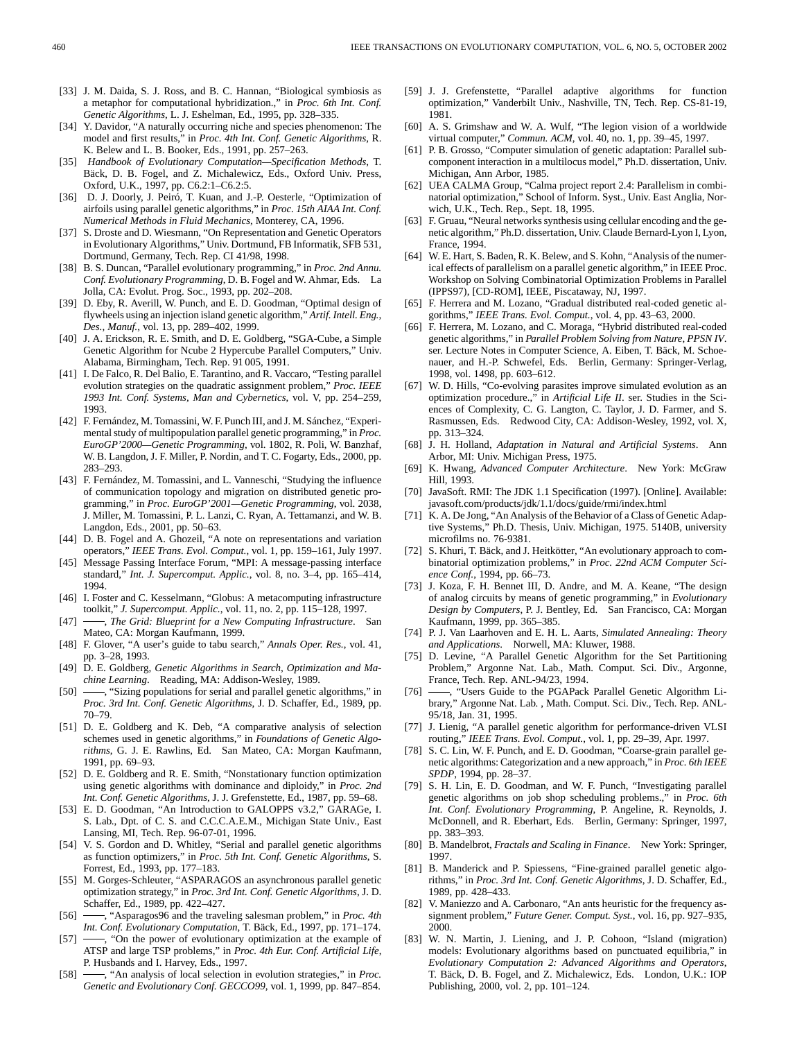[33] J. M. Daida, S. J. Ross, and B. C. Hannan, "Biological symbiosis as a metaphor for computational hybridization.," in *Proc. 6th Int. Conf. Genetic Algorithms*, L. J. Eshelman, Ed., 1995, pp. 328–335.

[34] Y. Davidor, "A naturally occurring niche and species phenomenon: The model and first results," in *Proc. 4th Int. Conf. Genetic Algorithms*, R. K. Belew and L. B. Booker, Eds., 1991, pp. 257–263.

[35] *Handbook of Evolutionary Computation—Specification Methods*, T. Bäck, D. B. Fogel, and Z. Michalewicz, Eds., Oxford Univ. Press, Oxford, U.K., 1997, pp. C6.2:1–C6.2:5.

[36] D. J. Doorly, J. Peiró, T. Kuan, and J.-P. Oesterle, "Optimization of airfoils using parallel genetic algorithms," in *Proc. 15th AIAA Int. Conf. Numerical Methods in Fluid Mechanics*, Monterey, CA, 1996.

[37] S. Droste and D. Wiesmann, "On Representation and Genetic Operators in Evolutionary Algorithms," Univ. Dortmund, FB Informatik, SFB 531, Dortmund, Germany, Tech. Rep. CI 41/98, 1998.

[38] B. S. Duncan, "Parallel evolutionary programming," in *Proc. 2nd Annu. Conf. Evolutionary Programming*, D. B. Fogel and W. Ahmar, Eds. La Jolla, CA: Evolut. Prog. Soc., 1993, pp. 202–208.

[39] D. Eby, R. Averill, W. Punch, and E. D. Goodman, "Optimal design of flywheels using an injection island genetic algorithm," *Artif. Intell. Eng., Des., Manuf.*, vol. 13, pp. 289–402, 1999.

[40] J. A. Erickson, R. E. Smith, and D. E. Goldberg, "SGA-Cube, a Simple Genetic Algorithm for Ncube 2 Hypercube Parallel Computers," Univ. Alabama, Birmingham, Tech. Rep. 91 005, 1991.

[41] I. De Falco, R. Del Balio, E. Tarantino, and R. Vaccaro, "Testing parallel evolution strategies on the quadratic assignment problem," *Proc. IEEE 1993 Int. Conf. Systems, Man and Cybernetics*, vol. V, pp. 254–259, 1993.

[42] F. Fernández, M. Tomassini, W. F. Punch III, and J. M. Sánchez, "Experimental study of multipopulation parallel genetic programming," in *Proc. EuroGP'2000—Genetic Programming*, vol. 1802, R. Poli, W. Banzhaf, W. B. Langdon, J. F. Miller, P. Nordin, and T. C. Fogarty, Eds., 2000, pp. 283–293.

[43] F. Fernández, M. Tomassini, and L. Vanneschi, "Studying the influence of communication topology and migration on distributed genetic programming," in *Proc. EuroGP'2001—Genetic Programming*, vol. 2038, J. Miller, M. Tomassini, P. L. Lanzi, C. Ryan, A. Tettamanzi, and W. B. Langdon, Eds., 2001, pp. 50–63.

[44] D. B. Fogel and A. Ghozeil, "A note on representations and variation operators," *IEEE Trans. Evol. Comput.*, vol. 1, pp. 159–161, July 1997.

[45] Message Passing Interface Forum, "MPI: A message-passing interface standard," *Int. J. Supercomput. Applic.*, vol. 8, no. 3–4, pp. 165–414, 1994.

[46] I. Foster and C. Kesselmann, "Globus: A metacomputing infrastructure toolkit," *J. Supercomput. Applic.*, vol. 11, no. 2, pp. 115–128, 1997.

[47] ——, *The Grid: Blueprint for a New Computing Infrastructure*. San Mateo, CA: Morgan Kaufmann, 1999.

[48] F. Glover, "A user's guide to tabu search," *Annals Oper. Res.*, vol. 41, pp. 3–28, 1993.

[49] D. E. Goldberg, *Genetic Algorithms in Search, Optimization and Machine Learning*. Reading, MA: Addison-Wesley, 1989.

[50] ——, "Sizing populations for serial and parallel genetic algorithms," in *Proc. 3rd Int. Conf. Genetic Algorithms*, J. D. Schaffer, Ed., 1989, pp. 70–79.

[51] D. E. Goldberg and K. Deb, "A comparative analysis of selection schemes used in genetic algorithms," in *Foundations of Genetic Algorithms*, G. J. E. Rawlins, Ed. San Mateo, CA: Morgan Kaufmann, 1991, pp. 69–93.

[52] D. E. Goldberg and R. E. Smith, "Nonstationary function optimization using genetic algorithms with dominance and diploidy," in *Proc. 2nd Int. Conf. Genetic Algorithms*, J. J. Grefenstette, Ed., 1987, pp. 59–68.

[53] E. D. Goodman, "An Introduction to GALOPPS v3.2," GARAGe, I. S. Lab., Dpt. of C. S. and C.C.C.A.E.M., Michigan State Univ., East Lansing, MI, Tech. Rep. 96-07-01, 1996.

[54] V. S. Gordon and D. Whitley, "Serial and parallel genetic algorithms as function optimizers," in *Proc. 5th Int. Conf. Genetic Algorithms*, S. Forrest, Ed., 1993, pp. 177–183.

[55] M. Gorges-Schleuter, "ASPARAGOS an asynchronous parallel genetic optimization strategy," in *Proc. 3rd Int. Conf. Genetic Algorithms*, J. D. Schaffer, Ed., 1989, pp. 422–427.

[56] ——, "Asparagos96 and the traveling salesman problem," in *Proc. 4th Int. Conf. Evolutionary Computation*, T. Bäck, Ed., 1997, pp. 171–174.

[57] ——, "On the power of evolutionary optimization at the example of ATSP and large TSP problems," in *Proc. 4th Eur. Conf. Artificial Life*, P. Husbands and I. Harvey, Eds., 1997.

[58] ——, "An analysis of local selection in evolution strategies," in *Proc. Genetic and Evolutionary Conf. GECCO99*, vol. 1, 1999, pp. 847–854.

[59] J. J. Grefenstette, "Parallel adaptive algorithms for function optimization," Vanderbilt Univ., Nashville, TN, Tech. Rep. CS-81-19, 1981.

[60] A. S. Grimshaw and W. A. Wulf, "The legion vision of a worldwide virtual computer," *Commun. ACM*, vol. 40, no. 1, pp. 39–45, 1997.

[61] P. B. Grosso, "Computer simulation of genetic adaptation: Parallel subcomponent interaction in a multilocus model," Ph.D. dissertation, Univ. Michigan, Ann Arbor, 1985.

[62] UEA CALMA Group, "Calma project report 2.4: Parallelism in combinatorial optimization," School of Inform. Syst., Univ. East Anglia, Norwich, U.K., Tech. Rep., Sept. 18, 1995.

[63] F. Gruau, "Neural networks synthesis using cellular encoding and the genetic algorithm," Ph.D. dissertation, Univ. Claude Bernard-Lyon I, Lyon, France, 1994.

[64] W. E. Hart, S. Baden, R. K. Belew, and S. Kohn, "Analysis of the numerical effects of parallelism on a parallel genetic algorithm," in IEEE Proc. Workshop on Solving Combinatorial Optimization Problems in Parallel (IPPS97), [CD-ROM], IEEE, Piscataway, NJ, 1997.

[65] F. Herrera and M. Lozano, "Gradual distributed real-coded genetic algorithms," *IEEE Trans. Evol. Comput.*, vol. 4, pp. 43–63, 2000.

[66] F. Herrera, M. Lozano, and C. Moraga, "Hybrid distributed real-coded genetic algorithms," in *Parallel Problem Solving from Nature, PPSN IV*. ser. Lecture Notes in Computer Science, A. Eiben, T. Bäck, M. Schoenauer, and H.-P. Schwefel, Eds. Berlin, Germany: Springer-Verlag, 1998, vol. 1498, pp. 603–612.

[67] W. D. Hills, "Co-evolving parasites improve simulated evolution as an optimization procedure.," in *Artificial Life II*. ser. Studies in the Sciences of Complexity, C. G. Langton, C. Taylor, J. D. Farmer, and S. Rasmussen, Eds. Redwood City, CA: Addison-Wesley, 1992, vol. X, pp. 313–324.

[68] J. H. Holland, *Adaptation in Natural and Artificial Systems*. Ann Arbor, MI: Univ. Michigan Press, 1975.

[69] K. Hwang, *Advanced Computer Architecture*. New York: McGraw Hill, 1993.

[70] JavaSoft. RMI: The JDK 1.1 Specification (1997). [Online]. Available: javasoft.com/products/jdk/1.1/docs/guide/rmi/index.html

[71] K. A. De Jong, "An Analysis of the Behavior of a Class of Genetic Adaptive Systems," Ph.D. Thesis, Univ. Michigan, 1975. 5140B, university microfilms no. 76-9381.

[72] S. Khuri, T. Bäck, and J. Heitkötter, "An evolutionary approach to combinatorial optimization problems," in *Proc. 22nd ACM Computer Science Conf.*, 1994, pp. 66–73.

[73] J. Koza, F. H. Bennet III, D. Andre, and M. A. Keane, "The design of analog circuits by means of genetic programming," in *Evolutionary Design by Computers*, P. J. Bentley, Ed. San Francisco, CA: Morgan Kaufmann, 1999, pp. 365–385.

[74] P. J. Van Laarhoven and E. H. L. Aarts, *Simulated Annealing: Theory and Applications*. Norwell, MA: Kluwer, 1988.

[75] D. Levine, "A Parallel Genetic Algorithm for the Set Partitioning Problem," Argonne Nat. Lab., Math. Comput. Sci. Div., Argonne, France, Tech. Rep. ANL-94/23, 1994.

[76] ——, "Users Guide to the PGAPack Parallel Genetic Algorithm Library," Argonne Nat. Lab. , Math. Comput. Sci. Div., Tech. Rep. ANL-95/18, Jan. 31, 1995.

[77] J. Lienig, "A parallel genetic algorithm for performance-driven VLSI routing," *IEEE Trans. Evol. Comput.*, vol. 1, pp. 29–39, Apr. 1997.

[78] S. C. Lin, W. F. Punch, and E. D. Goodman, "Coarse-grain parallel genetic algorithms: Categorization and a new approach," in *Proc. 6th IEEE SPDP*, 1994, pp. 28–37.

[79] S. H. Lin, E. D. Goodman, and W. F. Punch, "Investigating parallel genetic algorithms on job shop scheduling problems.," in *Proc. 6th Int. Conf. Evolutionary Programming*, P. Angeline, R. Reynolds, J. McDonnell, and R. Eberhart, Eds. Berlin, Germany: Springer, 1997, pp. 383–393.

[80] B. Mandelbrot, *Fractals and Scaling in Finance*. New York: Springer, 1997.

[81] B. Manderick and P. Spiessens, "Fine-grained parallel genetic algorithms," in *Proc. 3rd Int. Conf. Genetic Algorithms*, J. D. Schaffer, Ed., 1989, pp. 428–433.

[82] V. Maniezzo and A. Carbonaro, "An ants heuristic for the frequency assignment problem," *Future Gener. Comput. Syst.*, vol. 16, pp. 927–935, 2000.

[83] W. N. Martin, J. Liening, and J. P. Cohoon, "Island (migration) models: Evolutionary algorithms based on punctuated equilibria," in *Evolutionary Computation 2: Advanced Algorithms and Operators*, T. Bäck, D. B. Fogel, and Z. Michalewicz, Eds. London, U.K.: IOP Publishing, 2000, vol. 2, pp. 101–124.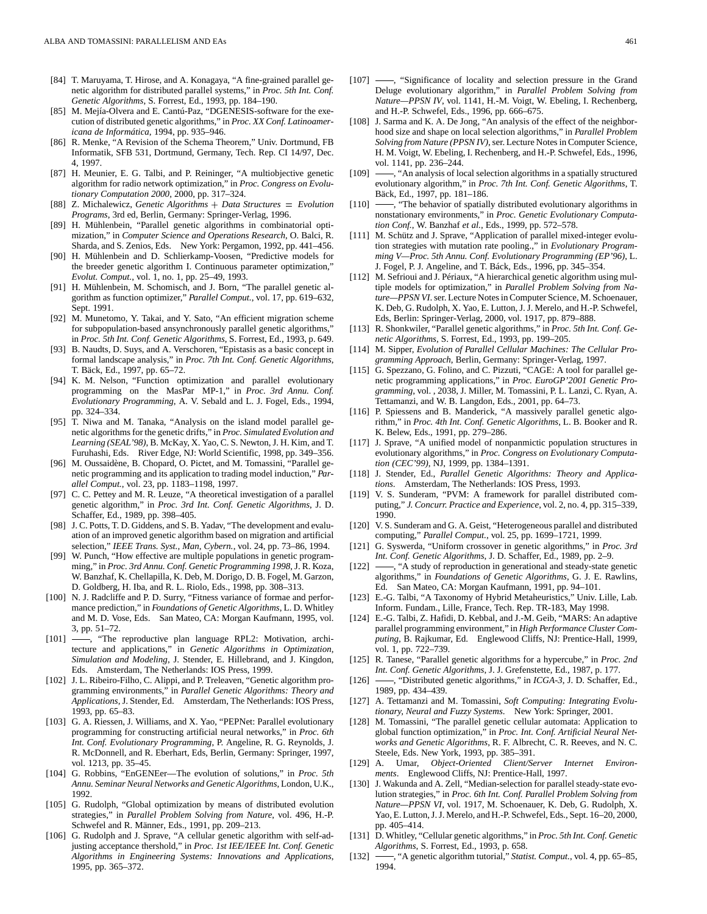[84] T. Maruyama, T. Hirose, and A. Konagaya, "A fine-grained parallel genetic algorithm for distributed parallel systems," in *Proc. 5th Int. Conf. Genetic Algorithms*, S. Forrest, Ed., 1993, pp. 184–190.

[85] M. Mejía-Olvera and E. Cantú-Paz, "DGENESIS-software for the execution of distributed genetic algorithms," in *Proc. XX Conf. Latinoamericana de Informática*, 1994, pp. 935–946.

[86] R. Menke, "A Revision of the Schema Theorem," Univ. Dortmund, FB Informatik, SFB 531, Dortmund, Germany, Tech. Rep. CI 14/97, Dec. 4, 1997.

[87] H. Meunier, E. G. Talbi, and P. Reininger, "A multiobjective genetic algorithm for radio network optimization," in *Proc. Congress on Evolutionary Computation 2000*, 2000, pp. 317–324.

[88] Z. Michalewicz, *Genetic Algorithms + Data Structures = Evolution Programs*, 3rd ed, Berlin, Germany: Springer-Verlag, 1996.

[89] H. Mühlenbein, "Parallel genetic algorithms in combinatorial optimization," in *Computer Science and Operations Research*, O. Balci, R. Sharda, and S. Zenios, Eds. New York: Pergamon, 1992, pp. 441–456.

[90] H. Mühlenbein and D. Schlierkamp-Voosen, "Predictive models for the breeder genetic algorithm I. Continuous parameter optimization," *Evolut. Comput.*, vol. 1, no. 1, pp. 25–49, 1993.

[91] H. Mühlenbein, M. Schomisch, and J. Born, "The parallel genetic algorithm as function optimizer," *Parallel Comput.*, vol. 17, pp. 619–632, Sept. 1991.

[92] M. Munetomo, Y. Takai, and Y. Sato, "An efficient migration scheme for subpopulation-based asynchronously parallel genetic algorithms," in *Proc. 5th Int. Conf. Genetic Algorithms*, S. Forrest, Ed., 1993, p. 649.

[93] B. Naudts, D. Suys, and A. Verschoren, "Epistasis as a basic concept in formal landscape analysis," in *Proc. 7th Int. Conf. Genetic Algorithms*, T. Bäck, Ed., 1997, pp. 65–72.

[94] K. M. Nelson, "Function optimization and parallel evolutionary programming on the MasPar MP-1," in *Proc. 3rd Annu. Conf. Evolutionary Programming*, A. V. Sebald and L. J. Fogel, Eds., 1994, pp. 324–334.

[95] T. Niwa and M. Tanaka, "Analysis on the island model parallel genetic algorithms for the genetic drifts," in *Proc. Simulated Evolution and Learning (SEAL'98)*, B. McKay, X. Yao, C. S. Newton, J. H. Kim, and T. Furuhashi, Eds. River Edge, NJ: World Scientific, 1998, pp. 349–356.

[96] M. Oussaidène, B. Chopard, O. Pictet, and M. Tomassini, "Parallel genetic programming and its application to trading model induction," *Parallel Comput.*, vol. 23, pp. 1183–1198, 1997.

[97] C. C. Pettey and M. R. Leuze, "A theoretical investigation of a parallel genetic algorithm," in *Proc. 3rd Int. Conf. Genetic Algorithms*, J. D. Schaffer, Ed., 1989, pp. 398–405.

[98] J. C. Potts, T. D. Giddens, and S. B. Yadav, "The development and evaluation of an improved genetic algorithm based on migration and artificial selection," *IEEE Trans. Syst., Man, Cybern.*, vol. 24, pp. 73–86, 1994.

[99] W. Punch, "How effective are multiple populations in genetic programming," in *Proc. 3rd Annu. Conf. Genetic Programming 1998*, J. R. Koza, W. Banzhaf, K. Chellapilla, K. Deb, M. Dorigo, D. B. Fogel, M. Garzon, D. Goldberg, H. Iba, and R. L. Riolo, Eds., 1998, pp. 308–313.

[100] N. J. Radcliffe and P. D. Surry, "Fitness variance of formae and performance prediction," in *Foundations of Genetic Algorithms*, L. D. Whitley and M. D. Vose, Eds. San Mateo, CA: Morgan Kaufmann, 1995, vol. 3, pp. 51–72.

[101] ——, "The reproductive plan language RPL2: Motivation, architecture and applications," in *Genetic Algorithms in Optimization, Simulation and Modeling*, J. Stender, E. Hillebrand, and J. Kingdon, Eds. Amsterdam, The Netherlands: IOS Press, 1999.

[102] J. L. Ribeiro-Filho, C. Alippi, and P. Treleaven, "Genetic algorithm programming environments," in *Parallel Genetic Algorithms: Theory and Applications*, J. Stender, Ed. Amsterdam, The Netherlands: IOS Press, 1993, pp. 65–83.

[103] G. A. Riessen, J. Williams, and X. Yao, "PEPNet: Parallel evolutionary programming for constructing artificial neural networks," in *Proc. 6th Int. Conf. Evolutionary Programming*, P. Angeline, R. G. Reynolds, J. R. McDonnell, and R. Eberhart, Eds, Berlin, Germany: Springer, 1997, vol. 1213, pp. 35–45.

[104] G. Robbins, "EnGENEer—The evolution of solutions," in *Proc. 5th Annu. Seminar Neural Networks and Genetic Algorithms*, London, U.K., 1992.

[105] G. Rudolph, "Global optimization by means of distributed evolution strategies," in *Parallel Problem Solving from Nature*, vol. 496, H.-P. Schwefel and R. Männer, Eds., 1991, pp. 209–213.

[106] G. Rudolph and J. Sprave, "A cellular genetic algorithm with self-adjusting acceptance thershold," in *Proc. 1st IEE/IEEE Int. Conf. Genetic Algorithms in Engineering Systems: Innovations and Applications*, 1995, pp. 365–372.

[107] ——, "Significance of locality and selection pressure in the Grand Deluge evolutionary algorithm," in *Parallel Problem Solving from Nature—PPSN IV*, vol. 1141, H.-M. Voigt, W. Ebeling, I. Rechenberg, and H.-P. Schwefel, Eds., 1996, pp. 666–675.

[108] J. Sarma and K. A. De Jong, "An analysis of the effect of the neighborhood size and shape on local selection algorithms," in *Parallel Problem Solving from Nature (PPSN IV)*, ser. Lecture Notes in Computer Science, H. M. Voigt, W. Ebeling, I. Rechenberg, and H.-P. Schwefel, Eds., 1996, vol. 1141, pp. 236–244.

[109] ——, "An analysis of local selection algorithms in a spatially structured evolutionary algorithm," in *Proc. 7th Int. Conf. Genetic Algorithms*, T. Bäck, Ed., 1997, pp. 181–186.

[110] ——, "The behavior of spatially distributed evolutionary algorithms in nonstationary environments," in *Proc. Genetic Evolutionary Computation Conf.*, W. Banzhaf *et al.*, Eds., 1999, pp. 572–578.

[111] M. Schütz and J. Sprave, "Application of parallel mixed-integer evolution strategies with mutation rate pooling.," in *Evolutionary Programming V—Proc. 5th Annu. Conf. Evolutionary Programming (EP'96)*, L. J. Fogel, P. J. Angeline, and T. Báck, Eds., 1996, pp. 345–354.

[112] M. Sefrioui and J. Périaux, "A hierarchical genetic algorithm using multiple models for optimization," in *Parallel Problem Solving from Nature—PPSN VI*. ser. Lecture Notes in Computer Science, M. Schoenauer, K. Deb, G. Rudolph, X. Yao, E. Lutton, J. J. Merelo, and H.-P. Schwefel, Eds, Berlin: Springer-Verlag, 2000, vol. 1917, pp. 879–888.

[113] R. Shonkwiler, "Parallel genetic algorithms," in *Proc. 5th Int. Conf. Genetic Algorithms*, S. Forrest, Ed., 1993, pp. 199–205.

[114] M. Sipper, *Evolution of Parallel Cellular Machines: The Cellular Programming Approach*, Berlin, Germany: Springer-Verlag, 1997.

[115] G. Spezzano, G. Folino, and C. Pizzuti, "CAGE: A tool for parallel genetic programming applications," in *Proc. EuroGP'2001 Genetic Programming*, vol. , 2038, J. Miller, M. Tomassini, P. L. Lanzi, C. Ryan, A. Tettamanzi, and W. B. Langdon, Eds., 2001, pp. 64–73.

[116] P. Spiessens and B. Manderick, "A massively parallel genetic algorithm," in *Proc. 4th Int. Conf. Genetic Algorithms*, L. B. Booker and R. K. Belew, Eds., 1991, pp. 279–286.

[117] J. Sprave, "A unified model of nonpanmictic population structures in evolutionary algorithms," in *Proc. Congress on Evolutionary Computation (CEC'99)*, NJ, 1999, pp. 1384–1391.

[118] J. Stender, Ed., *Parallel Genetic Algorithms: Theory and Applications*. Amsterdam, The Netherlands: IOS Press, 1993.

[119] V. S. Sunderam, "PVM: A framework for parallel distributed computing," *J. Concurr. Practice and Experience*, vol. 2, no. 4, pp. 315–339, 1990.

[120] V. S. Sunderam and G. A. Geist, "Heterogeneous parallel and distributed computing," *Parallel Comput.*, vol. 25, pp. 1699–1721, 1999.

[121] G. Syswerda, "Uniform crossover in genetic algorithms," in *Proc. 3rd Int. Conf. Genetic Algorithms*, J. D. Schaffer, Ed., 1989, pp. 2–9.

[122] ——, "A study of reproduction in generational and steady-state genetic algorithms," in *Foundations of Genetic Algorithms*, G. J. E. Rawlins, Ed. San Mateo, CA: Morgan Kaufmann, 1991, pp. 94–101.

[123] E.-G. Talbi, "A Taxonomy of Hybrid Metaheuristics," Univ. Lille, Lab. Inform. Fundam., Lille, France, Tech. Rep. TR-183, May 1998.

[124] E.-G. Talbi, Z. Hafidi, D. Kebbal, and J.-M. Geib, "MARS: An adaptive parallel programming environment," in *High Performance Cluster Computing*, B. Rajkumar, Ed. Englewood Cliffs, NJ: Prentice-Hall, 1999, vol. 1, pp. 722–739.

[125] R. Tanese, "Parallel genetic algorithms for a hypercube," in *Proc. 2nd Int. Conf. Genetic Algorithms*, J. J. Grefenstette, Ed., 1987, p. 177.

[126] ——, "Distributed genetic algorithms," in *ICGA-3*, J. D. Schaffer, Ed., 1989, pp. 434–439.

[127] A. Tettamanzi and M. Tomassini, *Soft Computing: Integrating Evolutionary, Neural and Fuzzy Systems*. New York: Springer, 2001.

[128] M. Tomassini, "The parallel genetic cellular automata: Application to global function optimization," in *Proc. Int. Conf. Artificial Neural Networks and Genetic Algorithms*, R. F. Albrecht, C. R. Reeves, and N. C. Steele, Eds. New York, 1993, pp. 385–391.

[129] A. Umar, *Object-Oriented Client/Server Internet Environments*. Englewood Cliffs, NJ: Prentice-Hall, 1997.

[130] J. Wakunda and A. Zell, "Median-selection for parallel steady-state evolution strategies," in *Proc. 6th Int. Conf. Parallel Problem Solving from Nature—PPSN VI*, vol. 1917, M. Schoenauer, K. Deb, G. Rudolph, X. Yao, E. Lutton, J. J. Merelo, and H.-P. Schwefel, Eds., Sept. 16–20, 2000, pp. 405–414.

[131] D. Whitley, "Cellular genetic algorithms," in *Proc. 5th Int. Conf. Genetic Algorithms*, S. Forrest, Ed., 1993, p. 658.

[132] ——, "A genetic algorithm tutorial," *Statist. Comput.*, vol. 4, pp. 65–85, 1994.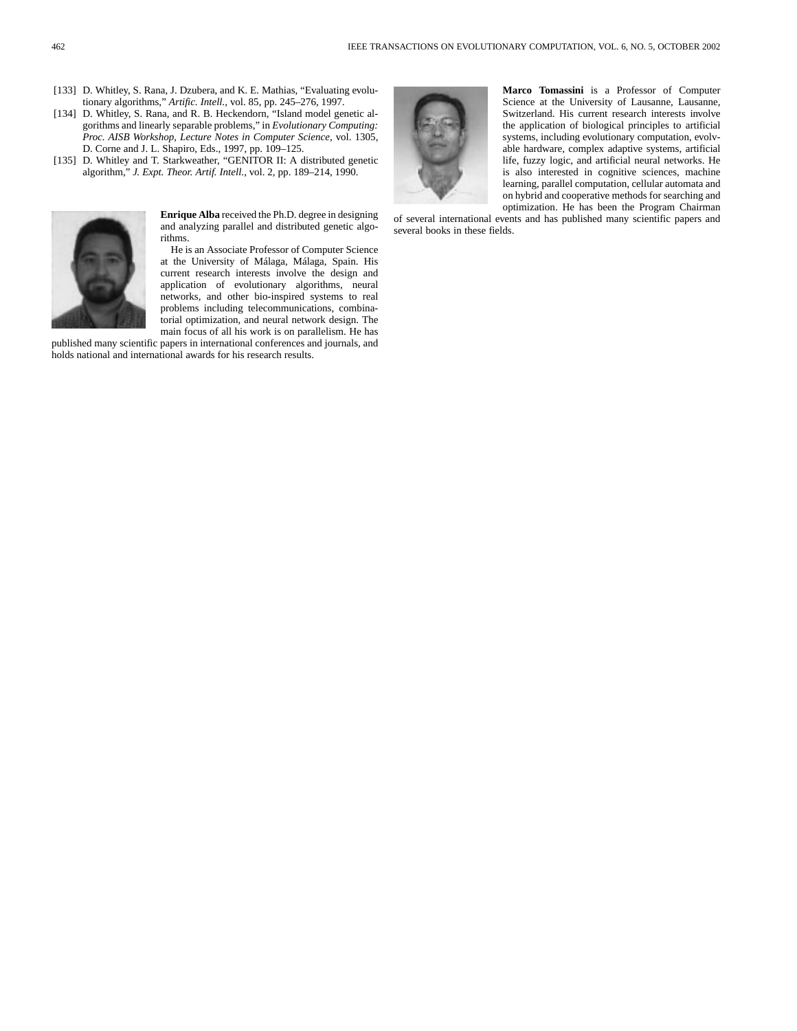[133] D. Whitley, S. Rana, J. Dzubera, and K. E. Mathias, "Evaluating evolutionary algorithms," *Artific. Intell.*, vol. 85, pp. 245–276, 1997.

[134] D. Whitley, S. Rana, and R. B. Heckendorn, "Island model genetic algorithms and linearly separable problems," in *Evolutionary Computing: Proc. AISB Workshop, Lecture Notes in Computer Science*, vol. 1305, D. Corne and J. L. Shapiro, Eds., 1997, pp. 109–125.

[135] D. Whitley and T. Starkweather, "GENITOR II: A distributed genetic algorithm," *J. Expt. Theor. Artif. Intell.*, vol. 2, pp. 189–214, 1990.

**Enrique Alba** received the Ph.D. degree in designing and analyzing parallel and distributed genetic algorithms.

He is an Associate Professor of Computer Science at the University of Málaga, Málaga, Spain. His current research interests involve the design and application of evolutionary algorithms, neural networks, and other bio-inspired systems to real problems including telecommunications, combinatorial optimization, and neural network design. The main focus of all his work is on parallelism. He has published many scientific papers in international conferences and journals, and holds national and international awards for his research results.

**Marco Tomassini** is a Professor of Computer Science at the University of Lausanne, Lausanne, Switzerland. His current research interests involve the application of biological principles to artificial systems, including evolutionary computation, evolvable hardware, complex adaptive systems, artificial life, fuzzy logic, and artificial neural networks. He is also interested in cognitive sciences, machine learning, parallel computation, cellular automata and on hybrid and cooperative methods for searching and optimization. He has been the Program Chairman of several international events and has published many scientific papers and several books in these fields.